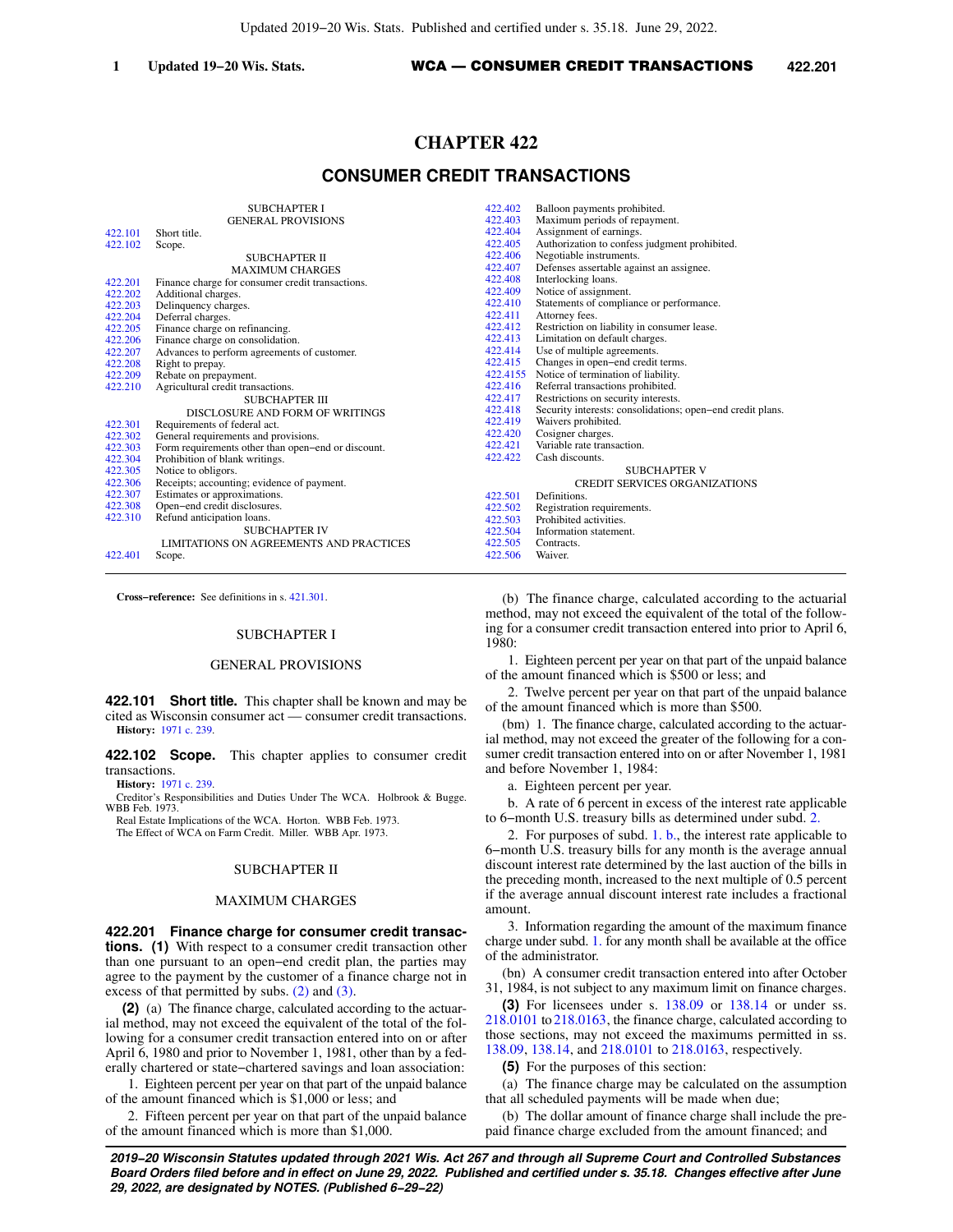# CHAPTER 422

## CONSUMER CREDIT TRANSACTIONS

SUBCHAPTER I
GENERAL PROVISIONS

422.101 Short title.
422.102 Scope.

SUBCHAPTER II
MAXIMUM CHARGES

422.201 Finance charge for consumer credit transactions.
422.202 Additional charges.
422.203 Delinquency charges.
422.204 Deferral charges.
422.205 Finance charge on refinancing.
422.206 Finance charge on consolidation.
422.207 Advances to perform agreements of customer.
422.208 Right to prepay.
422.209 Rebate on prepayment.
422.210 Agricultural credit transactions.

SUBCHAPTER III
DISCLOSURE AND FORM OF WRITINGS

422.301 Requirements of federal act.
422.302 General requirements and provisions.
422.303 Form requirements other than open−end or discount.
422.304 Prohibition of blank writings.
422.305 Notice to obligors.
422.306 Receipts; accounting; evidence of payment.
422.307 Estimates or approximations.
422.308 Open−end credit disclosures.
422.310 Refund anticipation loans.

SUBCHAPTER IV
LIMITATIONS ON AGREEMENTS AND PRACTICES

422.401 Scope.
422.402 Balloon payments prohibited.
422.403 Maximum periods of repayment.
422.404 Assignment of earnings.
422.405 Authorization to confess judgment prohibited.
422.406 Negotiable instruments.
422.407 Defenses assertable against an assignee.
422.408 Interlocking loans.
422.409 Notice of assignment.
422.410 Statements of compliance or performance.
422.411 Attorney fees.
422.412 Restriction on liability in consumer lease.
422.413 Limitation on default charges.
422.414 Use of multiple agreements.
422.415 Changes in open−end credit terms.
422.4155 Notice of termination of liability.
422.416 Referral transactions prohibited.
422.417 Restrictions on security interests.
422.418 Security interests: consolidations; open−end credit plans.
422.419 Waivers prohibited.
422.420 Cosigner charges.
422.421 Variable rate transaction.
422.422 Cash discounts.

SUBCHAPTER V
CREDIT SERVICES ORGANIZATIONS

422.501 Definitions.
422.502 Registration requirements.
422.503 Prohibited activities.
422.504 Information statement.
422.505 Contracts.
422.506 Waiver.

---

**Cross−reference:** See definitions in s. 421.301.

SUBCHAPTER I

GENERAL PROVISIONS

**422.101 Short title.** This chapter shall be known and may be cited as Wisconsin consumer act — consumer credit transactions.

**History:** 1971 c. 239.

**422.102 Scope.** This chapter applies to consumer credit transactions.

**History:** 1971 c. 239.

Creditor's Responsibilities and Duties Under The WCA. Holbrook & Bugge. WBB Feb. 1973.

Real Estate Implications of the WCA. Horton. WBB Feb. 1973.

The Effect of WCA on Farm Credit. Miller. WBB Apr. 1973.

SUBCHAPTER II

MAXIMUM CHARGES

**422.201 Finance charge for consumer credit transactions. (1)** With respect to a consumer credit transaction other than one pursuant to an open−end credit plan, the parties may agree to the payment by the customer of a finance charge not in excess of that permitted by subs. (2) and (3).

**(2)** (a) The finance charge, calculated according to the actuarial method, may not exceed the equivalent of the total of the following for a consumer credit transaction entered into on or after April 6, 1980 and prior to November 1, 1981, other than by a federally chartered or state−chartered savings and loan association:

1. Eighteen percent per year on that part of the unpaid balance of the amount financed which is $1,000 or less; and

2. Fifteen percent per year on that part of the unpaid balance of the amount financed which is more than $1,000.

(b) The finance charge, calculated according to the actuarial method, may not exceed the equivalent of the total of the following for a consumer credit transaction entered into prior to April 6, 1980:

1. Eighteen percent per year on that part of the unpaid balance of the amount financed which is $500 or less; and

2. Twelve percent per year on that part of the unpaid balance of the amount financed which is more than $500.

(bm) 1. The finance charge, calculated according to the actuarial method, may not exceed the greater of the following for a consumer credit transaction entered into on or after November 1, 1981 and before November 1, 1984:

a. Eighteen percent per year.

b. A rate of 6 percent in excess of the interest rate applicable to 6−month U.S. treasury bills as determined under subd. 2.

2. For purposes of subd. 1. b., the interest rate applicable to 6−month U.S. treasury bills for any month is the average annual discount interest rate determined by the last auction of the bills in the preceding month, increased to the next multiple of 0.5 percent if the average annual discount interest rate includes a fractional amount.

3. Information regarding the amount of the maximum finance charge under subd. 1. for any month shall be available at the office of the administrator.

(bn) A consumer credit transaction entered into after October 31, 1984, is not subject to any maximum limit on finance charges.

**(3)** For licensees under s. 138.09 or 138.14 or under ss. 218.0101 to 218.0163, the finance charge, calculated according to those sections, may not exceed the maximums permitted in ss. 138.09, 138.14, and 218.0101 to 218.0163, respectively.

**(5)** For the purposes of this section:

(a) The finance charge may be calculated on the assumption that all scheduled payments will be made when due;

(b) The dollar amount of finance charge shall include the prepaid finance charge excluded from the amount financed; and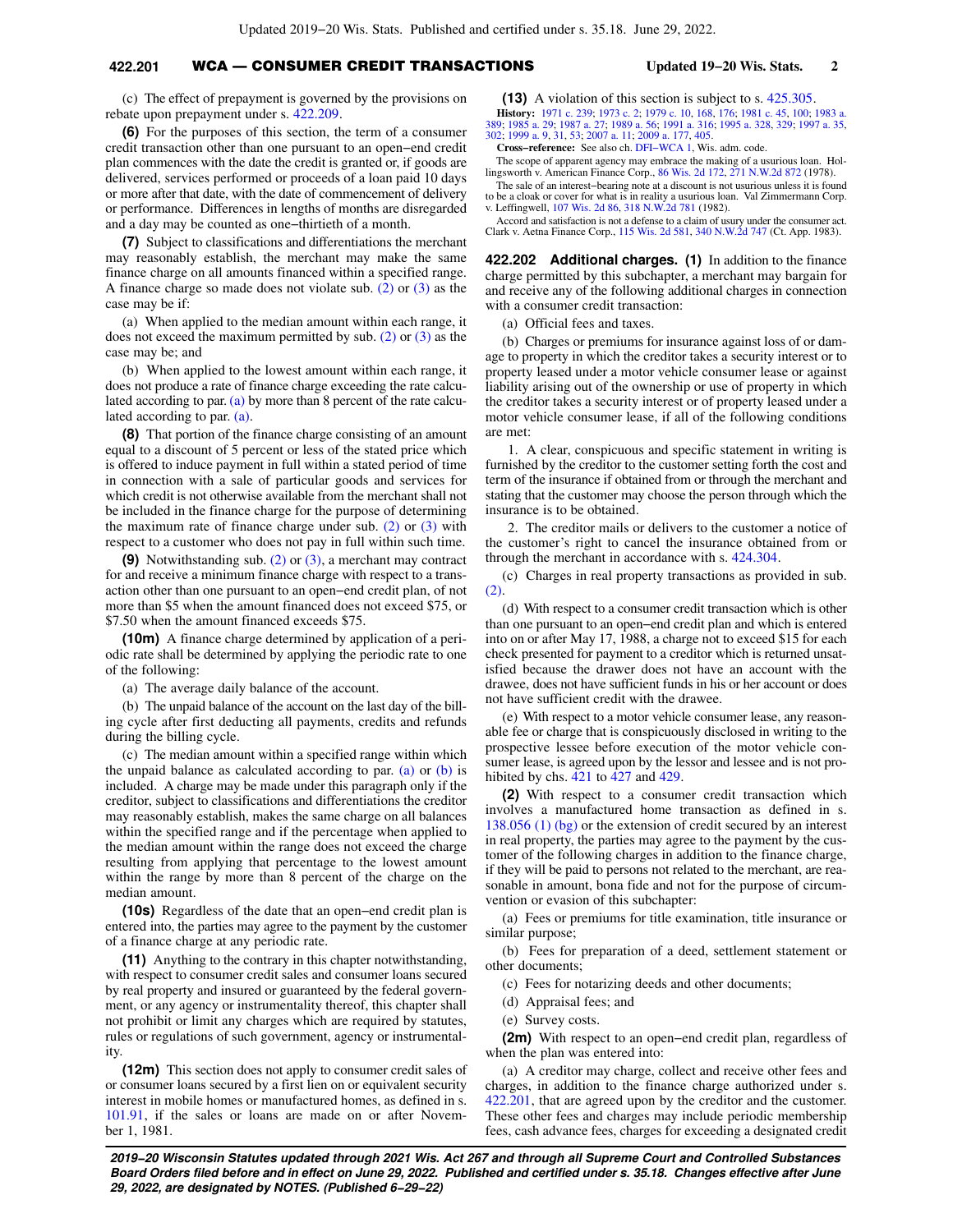(c) The effect of prepayment is governed by the provisions on rebate upon prepayment under s. 422.209.

**(6)** For the purposes of this section, the term of a consumer credit transaction other than one pursuant to an open−end credit plan commences with the date the credit is granted or, if goods are delivered, services performed or proceeds of a loan paid 10 days or more after that date, with the date of commencement of delivery or performance. Differences in lengths of months are disregarded and a day may be counted as one−thirtieth of a month.

**(7)** Subject to classifications and differentiations the merchant may reasonably establish, the merchant may make the same finance charge on all amounts financed within a specified range. A finance charge so made does not violate sub. (2) or (3) as the case may be if:

(a) When applied to the median amount within each range, it does not exceed the maximum permitted by sub. (2) or (3) as the case may be; and

(b) When applied to the lowest amount within each range, it does not produce a rate of finance charge exceeding the rate calculated according to par. (a) by more than 8 percent of the rate calculated according to par. (a).

**(8)** That portion of the finance charge consisting of an amount equal to a discount of 5 percent or less of the stated price which is offered to induce payment in full within a stated period of time in connection with a sale of particular goods and services for which credit is not otherwise available from the merchant shall not be included in the finance charge for the purpose of determining the maximum rate of finance charge under sub. (2) or (3) with respect to a customer who does not pay in full within such time.

**(9)** Notwithstanding sub. (2) or (3), a merchant may contract for and receive a minimum finance charge with respect to a transaction other than one pursuant to an open−end credit plan, of not more than $5 when the amount financed does not exceed $75, or $7.50 when the amount financed exceeds $75.

**(10m)** A finance charge determined by application of a periodic rate shall be determined by applying the periodic rate to one of the following:

(a) The average daily balance of the account.

(b) The unpaid balance of the account on the last day of the billing cycle after first deducting all payments, credits and refunds during the billing cycle.

(c) The median amount within a specified range within which the unpaid balance as calculated according to par. (a) or (b) is included. A charge may be made under this paragraph only if the creditor, subject to classifications and differentiations the creditor may reasonably establish, makes the same charge on all balances within the specified range and if the percentage when applied to the median amount within the range does not exceed the charge resulting from applying that percentage to the lowest amount within the range by more than 8 percent of the charge on the median amount.

**(10s)** Regardless of the date that an open−end credit plan is entered into, the parties may agree to the payment by the customer of a finance charge at any periodic rate.

**(11)** Anything to the contrary in this chapter notwithstanding, with respect to consumer credit sales and consumer loans secured by real property and insured or guaranteed by the federal government, or any agency or instrumentality thereof, this chapter shall not prohibit or limit any charges which are required by statutes, rules or regulations of such government, agency or instrumentality.

**(12m)** This section does not apply to consumer credit sales of or consumer loans secured by a first lien on or equivalent security interest in mobile homes or manufactured homes, as defined in s. 101.91, if the sales or loans are made on or after November 1, 1981.

**(13)** A violation of this section is subject to s. 425.305.

**History:** 1971 c. 239; 1973 c. 2; 1979 c. 10, 168, 176; 1981 c. 45, 100; 1983 a. 389; 1985 a. 29; 1987 a. 27; 1989 a. 56; 1991 a. 316; 1995 a. 328, 329; 1997 a. 35, 302; 1999 a. 9, 31, 53; 2007 a. 11; 2009 a. 177, 405.

**Cross−reference:** See also ch. DFI−WCA 1, Wis. adm. code.

The scope of apparent agency may embrace the making of a usurious loan. Hollingsworth v. American Finance Corp., 86 Wis. 2d 172, 271 N.W.2d 872 (1978).

The sale of an interest−bearing note at a discount is not usurious unless it is found to be a cloak or cover for what is in reality a usurious loan. Val Zimmermann Corp. v. Leffingwell, 107 Wis. 2d 86, 318 N.W.2d 781 (1982).

Accord and satisfaction is not a defense to a claim of usury under the consumer act. Clark v. Aetna Finance Corp., 115 Wis. 2d 581, 340 N.W.2d 747 (Ct. App. 1983).

**422.202 Additional charges.** **(1)** In addition to the finance charge permitted by this subchapter, a merchant may bargain for and receive any of the following additional charges in connection with a consumer credit transaction:

(a) Official fees and taxes.

(b) Charges or premiums for insurance against loss of or damage to property in which the creditor takes a security interest or to property leased under a motor vehicle consumer lease or against liability arising out of the ownership or use of property in which the creditor takes a security interest or of property leased under a motor vehicle consumer lease, if all of the following conditions are met:

1. A clear, conspicuous and specific statement in writing is furnished by the creditor to the customer setting forth the cost and term of the insurance if obtained from or through the merchant and stating that the customer may choose the person through which the insurance is to be obtained.

2. The creditor mails or delivers to the customer a notice of the customer's right to cancel the insurance obtained from or through the merchant in accordance with s. 424.304.

(c) Charges in real property transactions as provided in sub. (2).

(d) With respect to a consumer credit transaction which is other than one pursuant to an open−end credit plan and which is entered into on or after May 17, 1988, a charge not to exceed $15 for each check presented for payment to a creditor which is returned unsatisfied because the drawer does not have an account with the drawee, does not have sufficient funds in his or her account or does not have sufficient credit with the drawee.

(e) With respect to a motor vehicle consumer lease, any reasonable fee or charge that is conspicuously disclosed in writing to the prospective lessee before execution of the motor vehicle consumer lease, is agreed upon by the lessor and lessee and is not prohibited by chs. 421 to 427 and 429.

**(2)** With respect to a consumer credit transaction which involves a manufactured home transaction as defined in s. 138.056 (1) (bg) or the extension of credit secured by an interest in real property, the parties may agree to the payment by the customer of the following charges in addition to the finance charge, if they will be paid to persons not related to the merchant, are reasonable in amount, bona fide and not for the purpose of circumvention or evasion of this subchapter:

(a) Fees or premiums for title examination, title insurance or similar purpose;

(b) Fees for preparation of a deed, settlement statement or other documents;

(c) Fees for notarizing deeds and other documents;

(d) Appraisal fees; and

(e) Survey costs.

**(2m)** With respect to an open−end credit plan, regardless of when the plan was entered into:

(a) A creditor may charge, collect and receive other fees and charges, in addition to the finance charge authorized under s. 422.201, that are agreed upon by the creditor and the customer. These other fees and charges may include periodic membership fees, cash advance fees, charges for exceeding a designated credit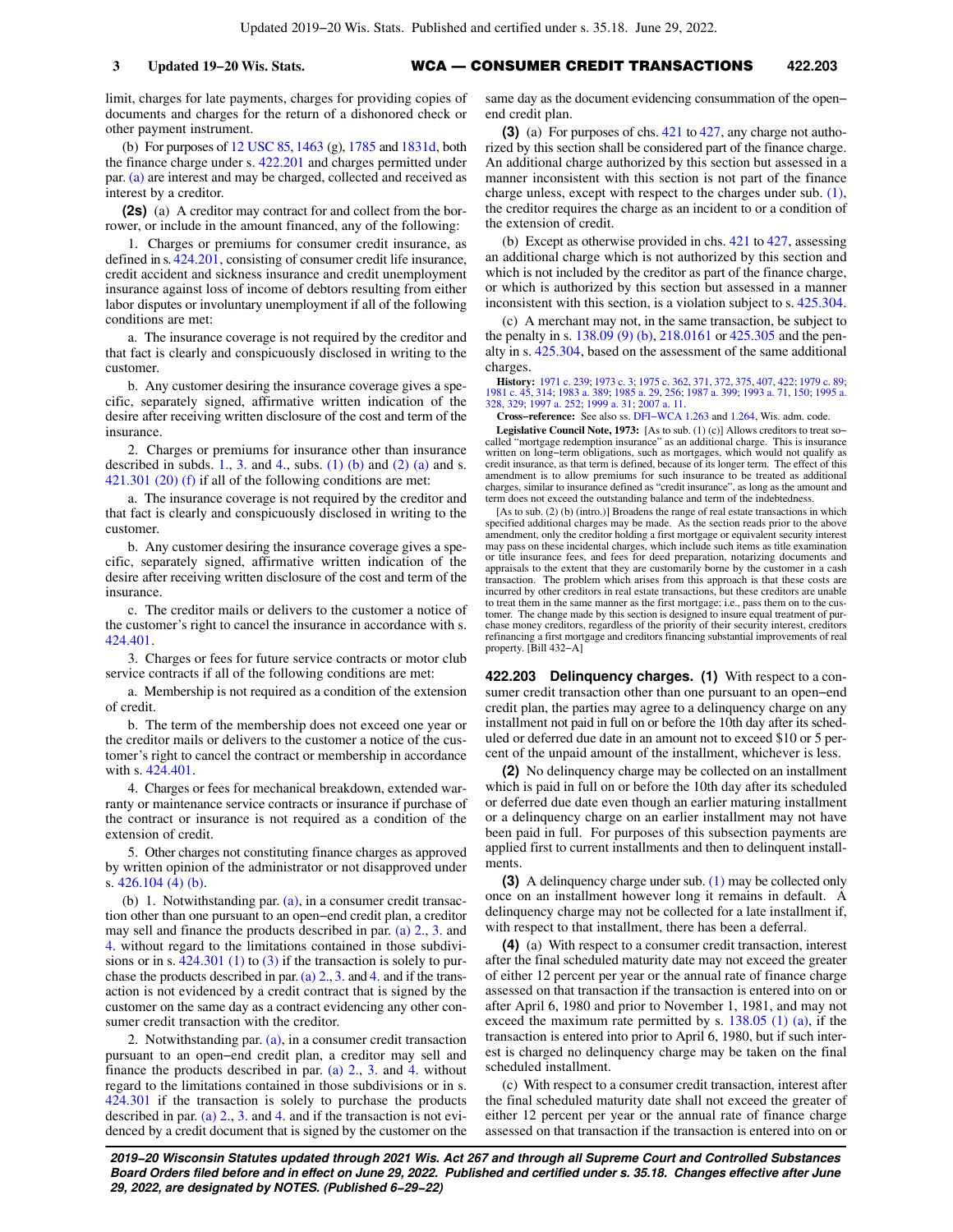limit, charges for late payments, charges for providing copies of documents and charges for the return of a dishonored check or other payment instrument.

(b) For purposes of 12 USC 85, 1463 (g), 1785 and 1831d, both the finance charge under s. 422.201 and charges permitted under par. (a) are interest and may be charged, collected and received as interest by a creditor.

**(2s)** (a) A creditor may contract for and collect from the borrower, or include in the amount financed, any of the following:

1. Charges or premiums for consumer credit insurance, as defined in s. 424.201, consisting of consumer credit life insurance, credit accident and sickness insurance and credit unemployment insurance against loss of income of debtors resulting from either labor disputes or involuntary unemployment if all of the following conditions are met:

a. The insurance coverage is not required by the creditor and that fact is clearly and conspicuously disclosed in writing to the customer.

b. Any customer desiring the insurance coverage gives a specific, separately signed, affirmative written indication of the desire after receiving written disclosure of the cost and term of the insurance.

2. Charges or premiums for insurance other than insurance described in subds. 1., 3. and 4., subs. (1) (b) and (2) (a) and s. 421.301 (20) (f) if all of the following conditions are met:

a. The insurance coverage is not required by the creditor and that fact is clearly and conspicuously disclosed in writing to the customer.

b. Any customer desiring the insurance coverage gives a specific, separately signed, affirmative written indication of the desire after receiving written disclosure of the cost and term of the insurance.

c. The creditor mails or delivers to the customer a notice of the customer's right to cancel the insurance in accordance with s. 424.401.

3. Charges or fees for future service contracts or motor club service contracts if all of the following conditions are met:

a. Membership is not required as a condition of the extension of credit.

b. The term of the membership does not exceed one year or the creditor mails or delivers to the customer a notice of the customer's right to cancel the contract or membership in accordance with s. 424.401.

4. Charges or fees for mechanical breakdown, extended warranty or maintenance service contracts or insurance if purchase of the contract or insurance is not required as a condition of the extension of credit.

5. Other charges not constituting finance charges as approved by written opinion of the administrator or not disapproved under s. 426.104 (4) (b).

(b) 1. Notwithstanding par. (a), in a consumer credit transaction other than one pursuant to an open-end credit plan, a creditor may sell and finance the products described in par. (a) 2., 3. and 4. without regard to the limitations contained in those subdivisions or in s. 424.301 (1) to (3) if the transaction is solely to purchase the products described in par. (a) 2., 3. and 4. and if the transaction is not evidenced by a credit contract that is signed by the customer on the same day as a contract evidencing any other consumer credit transaction with the creditor.

2. Notwithstanding par. (a), in a consumer credit transaction pursuant to an open-end credit plan, a creditor may sell and finance the products described in par. (a) 2., 3. and 4. without regard to the limitations contained in those subdivisions or in s. 424.301 if the transaction is solely to purchase the products described in par. (a) 2., 3. and 4. and if the transaction is not evidenced by a credit document that is signed by the customer on the same day as the document evidencing consummation of the open-end credit plan.

**(3)** (a) For purposes of chs. 421 to 427, any charge not authorized by this section shall be considered part of the finance charge. An additional charge authorized by this section but assessed in a manner inconsistent with this section is not part of the finance charge unless, except with respect to the charges under sub. (1), the creditor requires the charge as an incident to or a condition of the extension of credit.

(b) Except as otherwise provided in chs. 421 to 427, assessing an additional charge which is not authorized by this section and which is not included by the creditor as part of the finance charge, or which is authorized by this section but assessed in a manner inconsistent with this section, is a violation subject to s. 425.304.

(c) A merchant may not, in the same transaction, be subject to the penalty in s. 138.09 (9) (b), 218.0161 or 425.305 and the penalty in s. 425.304, based on the assessment of the same additional charges.

**History:** 1971 c. 239; 1973 c. 3; 1975 c. 362, 371, 372, 375, 407, 422; 1979 c. 89; 1981 c. 45, 314; 1983 a. 389; 1985 a. 29, 256; 1987 a. 399; 1993 a. 71, 150; 1995 a. 328, 329; 1997 a. 252; 1999 a. 31; 2007 a. 11.

**Cross-reference:** See also ss. DFI-WCA 1.263 and 1.264, Wis. adm. code.

**Legislative Council Note, 1973:** [As to sub. (1) (c)] Allows creditors to treat so-called "mortgage redemption insurance" as an additional charge. This is insurance written on long-term obligations, such as mortgages, which would not qualify as credit insurance, as that term is defined, because of its longer term. The effect of this amendment is to allow premiums for such insurance to be treated as additional charges, similar to insurance defined as "credit insurance", as long as the amount and term does not exceed the outstanding balance and term of the indebtedness.

[As to sub. (2) (b) (intro.)] Broadens the range of real estate transactions in which specified additional charges may be made. As the section reads prior to the above amendment, only the creditor holding a first mortgage or equivalent security interest may pass on these incidental charges, which include such items as title examination or title insurance fees, and fees for deed preparation, notarizing documents and appraisals to the extent that they are customarily borne by the customer in a cash transaction. The problem which arises from this approach is that these costs are incurred by other creditors in real estate transactions, but these creditors are unable to treat them in the same manner as the first mortgage; i.e., pass them on to the customer. The change made by this section is designed to insure equal treatment of purchase money creditors, regardless of the priority of their security interest, creditors refinancing a first mortgage and creditors financing substantial improvements of real property. [Bill 432-A]

**422.203 Delinquency charges.** **(1)** With respect to a consumer credit transaction other than one pursuant to an open-end credit plan, the parties may agree to a delinquency charge on any installment not paid in full on or before the 10th day after its scheduled or deferred due date in an amount not to exceed $10 or 5 percent of the unpaid amount of the installment, whichever is less.

**(2)** No delinquency charge may be collected on an installment which is paid in full on or before the 10th day after its scheduled or deferred due date even though an earlier maturing installment or a delinquency charge on an earlier installment may not have been paid in full. For purposes of this subsection payments are applied first to current installments and then to delinquent installments.

**(3)** A delinquency charge under sub. (1) may be collected only once on an installment however long it remains in default. A delinquency charge may not be collected for a late installment if, with respect to that installment, there has been a deferral.

**(4)** (a) With respect to a consumer credit transaction, interest after the final scheduled maturity date may not exceed the greater of either 12 percent per year or the annual rate of finance charge assessed on that transaction if the transaction is entered into on or after April 6, 1980 and prior to November 1, 1981, and may not exceed the maximum rate permitted by s. 138.05 (1) (a), if the transaction is entered into prior to April 6, 1980, but if such interest is charged no delinquency charge may be taken on the final scheduled installment.

(c) With respect to a consumer credit transaction, interest after the final scheduled maturity date shall not exceed the greater of either 12 percent per year or the annual rate of finance charge assessed on that transaction if the transaction is entered into on or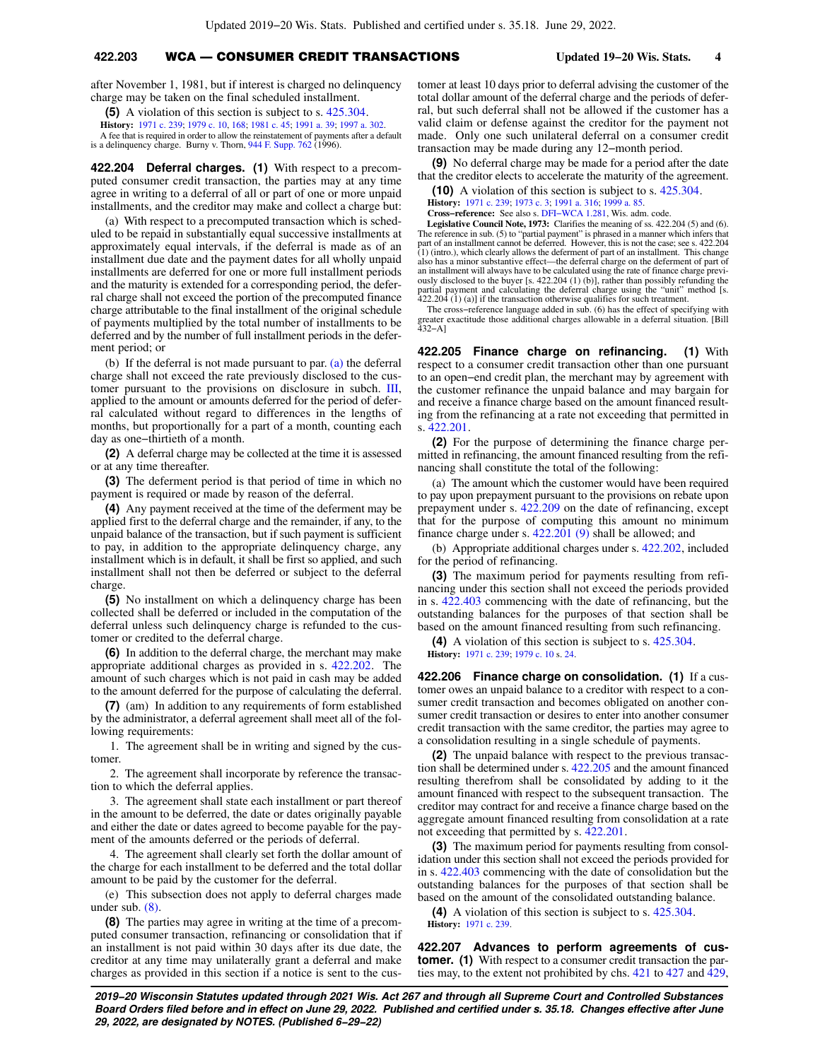after November 1, 1981, but if interest is charged no delinquency charge may be taken on the final scheduled installment.

**(5)** A violation of this section is subject to s. 425.304.

**History:** 1971 c. 239; 1979 c. 10, 168; 1981 c. 45; 1991 a. 39; 1997 a. 302.

A fee that is required in order to allow the reinstatement of payments after a default is a delinquency charge. Burny v. Thorn, 944 F. Supp. 762 (1996).

**422.204 Deferral charges. (1)** With respect to a precomputed consumer credit transaction, the parties may at any time agree in writing to a deferral of all or part of one or more unpaid installments, and the creditor may make and collect a charge but:

(a) With respect to a precomputed transaction which is scheduled to be repaid in substantially equal successive installments at approximately equal intervals, if the deferral is made as of an installment due date and the payment dates for all wholly unpaid installments are deferred for one or more full installment periods and the maturity is extended for a corresponding period, the deferral charge shall not exceed the portion of the precomputed finance charge attributable to the final installment of the original schedule of payments multiplied by the total number of installments to be deferred and by the number of full installment periods in the deferment period; or

(b) If the deferral is not made pursuant to par. (a) the deferral charge shall not exceed the rate previously disclosed to the customer pursuant to the provisions on disclosure in subch. III, applied to the amount or amounts deferred for the period of deferral calculated without regard to differences in the lengths of months, but proportionally for a part of a month, counting each day as one−thirtieth of a month.

**(2)** A deferral charge may be collected at the time it is assessed or at any time thereafter.

**(3)** The deferment period is that period of time in which no payment is required or made by reason of the deferral.

**(4)** Any payment received at the time of the deferment may be applied first to the deferral charge and the remainder, if any, to the unpaid balance of the transaction, but if such payment is sufficient to pay, in addition to the appropriate delinquency charge, any installment which is in default, it shall be first so applied, and such installment shall not then be deferred or subject to the deferral charge.

**(5)** No installment on which a delinquency charge has been collected shall be deferred or included in the computation of the deferral unless such delinquency charge is refunded to the customer or credited to the deferral charge.

**(6)** In addition to the deferral charge, the merchant may make appropriate additional charges as provided in s. 422.202. The amount of such charges which is not paid in cash may be added to the amount deferred for the purpose of calculating the deferral.

**(7)** (am) In addition to any requirements of form established by the administrator, a deferral agreement shall meet all of the following requirements:

1. The agreement shall be in writing and signed by the customer.

2. The agreement shall incorporate by reference the transaction to which the deferral applies.

3. The agreement shall state each installment or part thereof in the amount to be deferred, the date or dates originally payable and either the date or dates agreed to become payable for the payment of the amounts deferred or the periods of deferral.

4. The agreement shall clearly set forth the dollar amount of the charge for each installment to be deferred and the total dollar amount to be paid by the customer for the deferral.

(e) This subsection does not apply to deferral charges made under sub. (8).

**(8)** The parties may agree in writing at the time of a precomputed consumer transaction, refinancing or consolidation that if an installment is not paid within 30 days after its due date, the creditor at any time may unilaterally grant a deferral and make charges as provided in this section if a notice is sent to the customer at least 10 days prior to deferral advising the customer of the total dollar amount of the deferral charge and the periods of deferral, but such deferral shall not be allowed if the customer has a valid claim or defense against the creditor for the payment not made. Only one such unilateral deferral on a consumer credit transaction may be made during any 12−month period.

**(9)** No deferral charge may be made for a period after the date that the creditor elects to accelerate the maturity of the agreement.

**(10)** A violation of this section is subject to s. 425.304.

**History:** 1971 c. 239; 1973 c. 3; 1991 a. 316; 1999 a. 85.

**Cross−reference:** See also s. DFI−WCA 1.281, Wis. adm. code.

**Legislative Council Note, 1973:** Clarifies the meaning of ss. 422.204 (5) and (6). The reference in sub. (5) to "partial payment" is phrased in a manner which infers that part of an installment cannot be deferred. However, this is not the case; see s. 422.204 (1) (intro.), which clearly allows the deferment of part of an installment. This change also has a minor substantive effect—the deferral charge on the deferment of part of an installment will always have to be calculated using the rate of finance charge previously disclosed to the buyer [s. 422.204 (1) (b)], rather than possibly refunding the partial payment and calculating the deferral charge using the "unit" method [s. 422.204 (1) (a)] if the transaction otherwise qualifies for such treatment.

The cross−reference language added in sub. (6) has the effect of specifying with greater exactitude those additional charges allowable in a deferral situation. [Bill 432−A]

**422.205 Finance charge on refinancing. (1)** With respect to a consumer credit transaction other than one pursuant to an open−end credit plan, the merchant may by agreement with the customer refinance the unpaid balance and may bargain for and receive a finance charge based on the amount financed resulting from the refinancing at a rate not exceeding that permitted in s. 422.201.

**(2)** For the purpose of determining the finance charge permitted in refinancing, the amount financed resulting from the refinancing shall constitute the total of the following:

(a) The amount which the customer would have been required to pay upon prepayment pursuant to the provisions on rebate upon prepayment under s. 422.209 on the date of refinancing, except that for the purpose of computing this amount no minimum finance charge under s. 422.201 (9) shall be allowed; and

(b) Appropriate additional charges under s. 422.202, included for the period of refinancing.

**(3)** The maximum period for payments resulting from refinancing under this section shall not exceed the periods provided in s. 422.403 commencing with the date of refinancing, but the outstanding balances for the purposes of that section shall be based on the amount financed resulting from such refinancing.

**(4)** A violation of this section is subject to s. 425.304.

**History:** 1971 c. 239; 1979 c. 10 s. 24.

**422.206 Finance charge on consolidation. (1)** If a customer owes an unpaid balance to a creditor with respect to a consumer credit transaction and becomes obligated on another consumer credit transaction or desires to enter into another consumer credit transaction with the same creditor, the parties may agree to a consolidation resulting in a single schedule of payments.

**(2)** The unpaid balance with respect to the previous transaction shall be determined under s. 422.205 and the amount financed resulting therefrom shall be consolidated by adding to it the amount financed with respect to the subsequent transaction. The creditor may contract for and receive a finance charge based on the aggregate amount financed resulting from consolidation at a rate not exceeding that permitted by s. 422.201.

**(3)** The maximum period for payments resulting from consolidation under this section shall not exceed the periods provided for in s. 422.403 commencing with the date of consolidation but the outstanding balances for the purposes of that section shall be based on the amount of the consolidated outstanding balance.

**(4)** A violation of this section is subject to s. 425.304.

**History:** 1971 c. 239.

**422.207 Advances to perform agreements of customer. (1)** With respect to a consumer credit transaction the parties may, to the extent not prohibited by chs. 421 to 427 and 429,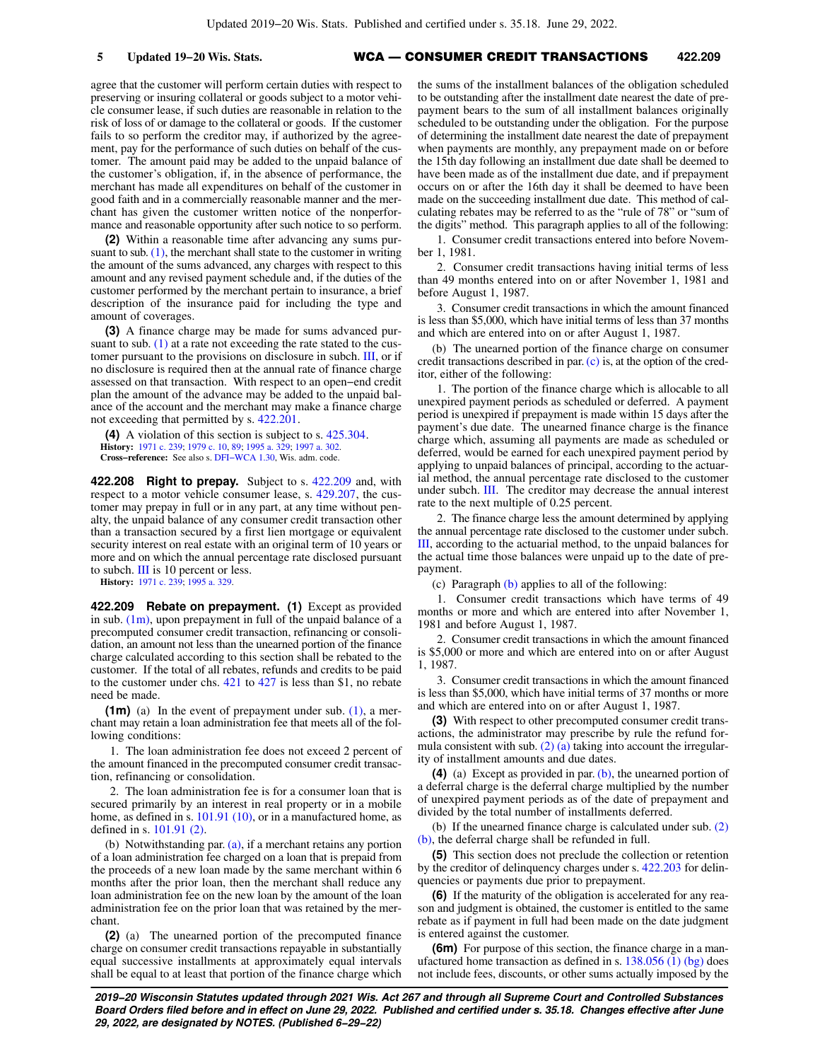agree that the customer will perform certain duties with respect to preserving or insuring collateral or goods subject to a motor vehicle consumer lease, if such duties are reasonable in relation to the risk of loss of or damage to the collateral or goods. If the customer fails to so perform the creditor may, if authorized by the agreement, pay for the performance of such duties on behalf of the customer. The amount paid may be added to the unpaid balance of the customer's obligation, if, in the absence of performance, the merchant has made all expenditures on behalf of the customer in good faith and in a commercially reasonable manner and the merchant has given the customer written notice of the nonperformance and reasonable opportunity after such notice to so perform.

**(2)** Within a reasonable time after advancing any sums pursuant to sub. (1), the merchant shall state to the customer in writing the amount of the sums advanced, any charges with respect to this amount and any revised payment schedule and, if the duties of the customer performed by the merchant pertain to insurance, a brief description of the insurance paid for including the type and amount of coverages.

**(3)** A finance charge may be made for sums advanced pursuant to sub. (1) at a rate not exceeding the rate stated to the customer pursuant to the provisions on disclosure in subch. III, or if no disclosure is required then at the annual rate of finance charge assessed on that transaction. With respect to an open-end credit plan the amount of the advance may be added to the unpaid balance of the account and the merchant may make a finance charge not exceeding that permitted by s. 422.201.

**(4)** A violation of this section is subject to s. 425.304.

**History:** 1971 c. 239; 1979 c. 10, 89; 1995 a. 329; 1997 a. 302.

**Cross-reference:** See also s. DFI-WCA 1.30, Wis. adm. code.

**422.208 Right to prepay.** Subject to s. 422.209 and, with respect to a motor vehicle consumer lease, s. 429.207, the customer may prepay in full or in any part, at any time without penalty, the unpaid balance of any consumer credit transaction other than a transaction secured by a first lien mortgage or equivalent security interest on real estate with an original term of 10 years or more and on which the annual percentage rate disclosed pursuant to subch. III is 10 percent or less.

**History:** 1971 c. 239; 1995 a. 329.

**422.209 Rebate on prepayment. (1)** Except as provided in sub. (1m), upon prepayment in full of the unpaid balance of a precomputed consumer credit transaction, refinancing or consolidation, an amount not less than the unearned portion of the finance charge calculated according to this section shall be rebated to the customer. If the total of all rebates, refunds and credits to be paid to the customer under chs. 421 to 427 is less than $1, no rebate need be made.

**(1m)** (a) In the event of prepayment under sub. (1), a merchant may retain a loan administration fee that meets all of the following conditions:

1. The loan administration fee does not exceed 2 percent of the amount financed in the precomputed consumer credit transaction, refinancing or consolidation.

2. The loan administration fee is for a consumer loan that is secured primarily by an interest in real property or in a mobile home, as defined in s. 101.91 (10), or in a manufactured home, as defined in s. 101.91 (2).

(b) Notwithstanding par. (a), if a merchant retains any portion of a loan administration fee charged on a loan that is prepaid from the proceeds of a new loan made by the same merchant within 6 months after the prior loan, then the merchant shall reduce any loan administration fee on the new loan by the amount of the loan administration fee on the prior loan that was retained by the merchant.

**(2)** (a) The unearned portion of the precomputed finance charge on consumer credit transactions repayable in substantially equal successive installments at approximately equal intervals shall be equal to at least that portion of the finance charge which the sums of the installment balances of the obligation scheduled to be outstanding after the installment date nearest the date of prepayment bears to the sum of all installment balances originally scheduled to be outstanding under the obligation. For the purpose of determining the installment date nearest the date of prepayment when payments are monthly, any prepayment made on or before the 15th day following an installment due date shall be deemed to have been made as of the installment due date, and if prepayment occurs on or after the 16th day it shall be deemed to have been made on the succeeding installment due date. This method of calculating rebates may be referred to as the "rule of 78" or "sum of the digits" method. This paragraph applies to all of the following:

1. Consumer credit transactions entered into before November 1, 1981.

2. Consumer credit transactions having initial terms of less than 49 months entered into on or after November 1, 1981 and before August 1, 1987.

3. Consumer credit transactions in which the amount financed is less than $5,000, which have initial terms of less than 37 months and which are entered into on or after August 1, 1987.

(b) The unearned portion of the finance charge on consumer credit transactions described in par. (c) is, at the option of the creditor, either of the following:

1. The portion of the finance charge which is allocable to all unexpired payment periods as scheduled or deferred. A payment period is unexpired if prepayment is made within 15 days after the payment's due date. The unearned finance charge is the finance charge which, assuming all payments are made as scheduled or deferred, would be earned for each unexpired payment period by applying to unpaid balances of principal, according to the actuarial method, the annual percentage rate disclosed to the customer under subch. III. The creditor may decrease the annual interest rate to the next multiple of 0.25 percent.

2. The finance charge less the amount determined by applying the annual percentage rate disclosed to the customer under subch. III, according to the actuarial method, to the unpaid balances for the actual time those balances were unpaid up to the date of prepayment.

(c) Paragraph (b) applies to all of the following:

1. Consumer credit transactions which have terms of 49 months or more and which are entered into after November 1, 1981 and before August 1, 1987.

2. Consumer credit transactions in which the amount financed is $5,000 or more and which are entered into on or after August 1, 1987.

3. Consumer credit transactions in which the amount financed is less than $5,000, which have initial terms of 37 months or more and which are entered into on or after August 1, 1987.

**(3)** With respect to other precomputed consumer credit transactions, the administrator may prescribe by rule the refund formula consistent with sub. (2) (a) taking into account the irregularity of installment amounts and due dates.

**(4)** (a) Except as provided in par. (b), the unearned portion of a deferral charge is the deferral charge multiplied by the number of unexpired payment periods as of the date of prepayment and divided by the total number of installments deferred.

(b) If the unearned finance charge is calculated under sub. (2) (b), the deferral charge shall be refunded in full.

**(5)** This section does not preclude the collection or retention by the creditor of delinquency charges under s. 422.203 for delinquencies or payments due prior to prepayment.

**(6)** If the maturity of the obligation is accelerated for any reason and judgment is obtained, the customer is entitled to the same rebate as if payment in full had been made on the date judgment is entered against the customer.

**(6m)** For purpose of this section, the finance charge in a manufactured home transaction as defined in s. 138.056 (1) (bg) does not include fees, discounts, or other sums actually imposed by the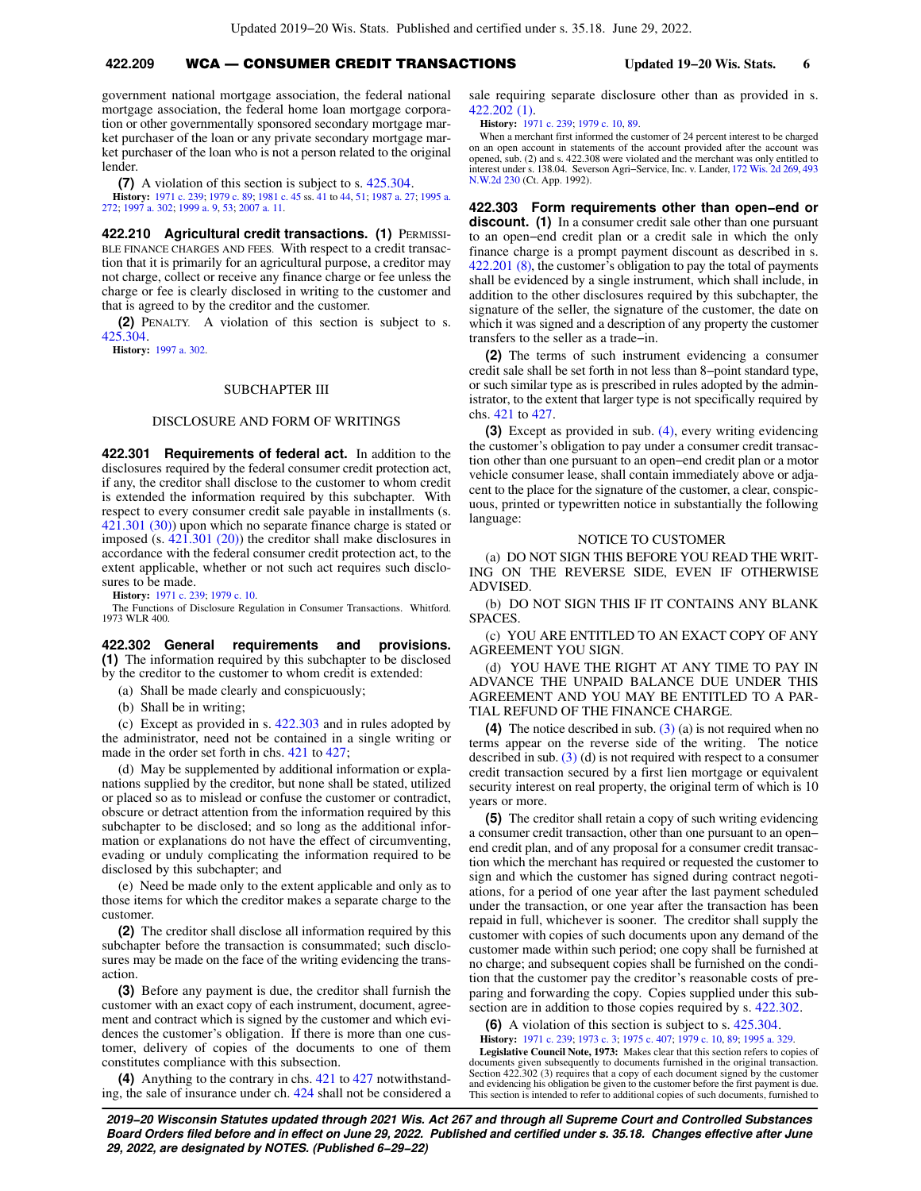government national mortgage association, the federal national mortgage association, the federal home loan mortgage corporation or other governmentally sponsored secondary mortgage market purchaser of the loan or any private secondary mortgage market purchaser of the loan who is not a person related to the original lender.

**(7)** A violation of this section is subject to s. 425.304.

**History:** 1971 c. 239; 1979 c. 89; 1981 c. 45 ss. 41 to 44, 51; 1987 a. 27; 1995 a. 272; 1997 a. 302; 1999 a. 9, 53; 2007 a. 11.

**422.210 Agricultural credit transactions. (1)** PERMISSIBLE FINANCE CHARGES AND FEES. With respect to a credit transaction that it is primarily for an agricultural purpose, a creditor may not charge, collect or receive any finance charge or fee unless the charge or fee is clearly disclosed in writing to the customer and that is agreed to by the creditor and the customer.

**(2)** PENALTY. A violation of this section is subject to s. 425.304.

**History:** 1997 a. 302.

## SUBCHAPTER III

## DISCLOSURE AND FORM OF WRITINGS

**422.301 Requirements of federal act.** In addition to the disclosures required by the federal consumer credit protection act, if any, the creditor shall disclose to the customer to whom credit is extended the information required by this subchapter. With respect to every consumer credit sale payable in installments (s. 421.301 (30)) upon which no separate finance charge is stated or imposed (s. 421.301 (20)) the creditor shall make disclosures in accordance with the federal consumer credit protection act, to the extent applicable, whether or not such act requires such disclosures to be made.

**History:** 1971 c. 239; 1979 c. 10.

The Functions of Disclosure Regulation in Consumer Transactions. Whitford. 1973 WLR 400.

**422.302 General requirements and provisions. (1)** The information required by this subchapter to be disclosed by the creditor to the customer to whom credit is extended:

(a) Shall be made clearly and conspicuously;

(b) Shall be in writing;

(c) Except as provided in s. 422.303 and in rules adopted by the administrator, need not be contained in a single writing or made in the order set forth in chs. 421 to 427;

(d) May be supplemented by additional information or explanations supplied by the creditor, but none shall be stated, utilized or placed so as to mislead or confuse the customer or contradict, obscure or detract attention from the information required by this subchapter to be disclosed; and so long as the additional information or explanations do not have the effect of circumventing, evading or unduly complicating the information required to be disclosed by this subchapter; and

(e) Need be made only to the extent applicable and only as to those items for which the creditor makes a separate charge to the customer.

**(2)** The creditor shall disclose all information required by this subchapter before the transaction is consummated; such disclosures may be made on the face of the writing evidencing the transaction.

**(3)** Before any payment is due, the creditor shall furnish the customer with an exact copy of each instrument, document, agreement and contract which is signed by the customer and which evidences the customer's obligation. If there is more than one customer, delivery of copies of the documents to one of them constitutes compliance with this subsection.

**(4)** Anything to the contrary in chs. 421 to 427 notwithstanding, the sale of insurance under ch. 424 shall not be considered a sale requiring separate disclosure other than as provided in s. 422.202 (1).

**History:** 1971 c. 239; 1979 c. 10, 89.

When a merchant first informed the customer of 24 percent interest to be charged on an open account in statements of the account provided after the account was opened, sub. (2) and s. 422.308 were violated and the merchant was only entitled to interest under s. 138.04. Severson Agri–Service, Inc. v. Lander, 172 Wis. 2d 269, 493 N.W.2d 230 (Ct. App. 1992).

**422.303 Form requirements other than open–end or discount. (1)** In a consumer credit sale other than one pursuant to an open–end credit plan or a credit sale in which the only finance charge is a prompt payment discount as described in s. 422.201 (8), the customer's obligation to pay the total of payments shall be evidenced by a single instrument, which shall include, in addition to the other disclosures required by this subchapter, the signature of the seller, the signature of the customer, the date on which it was signed and a description of any property the customer transfers to the seller as a trade–in.

**(2)** The terms of such instrument evidencing a consumer credit sale shall be set forth in not less than 8–point standard type, or such similar type as is prescribed in rules adopted by the administrator, to the extent that larger type is not specifically required by chs. 421 to 427.

**(3)** Except as provided in sub. (4), every writing evidencing the customer's obligation to pay under a consumer credit transaction other than one pursuant to an open–end credit plan or a motor vehicle consumer lease, shall contain immediately above or adjacent to the place for the signature of the customer, a clear, conspicuous, printed or typewritten notice in substantially the following language:

NOTICE TO CUSTOMER

(a) DO NOT SIGN THIS BEFORE YOU READ THE WRITING ON THE REVERSE SIDE, EVEN IF OTHERWISE ADVISED.

(b) DO NOT SIGN THIS IF IT CONTAINS ANY BLANK SPACES.

(c) YOU ARE ENTITLED TO AN EXACT COPY OF ANY AGREEMENT YOU SIGN.

(d) YOU HAVE THE RIGHT AT ANY TIME TO PAY IN ADVANCE THE UNPAID BALANCE DUE UNDER THIS AGREEMENT AND YOU MAY BE ENTITLED TO A PARTIAL REFUND OF THE FINANCE CHARGE.

**(4)** The notice described in sub. (3) (a) is not required when no terms appear on the reverse side of the writing. The notice described in sub. (3) (d) is not required with respect to a consumer credit transaction secured by a first lien mortgage or equivalent security interest on real property, the original term of which is 10 years or more.

**(5)** The creditor shall retain a copy of such writing evidencing a consumer credit transaction, other than one pursuant to an open–end credit plan, and of any proposal for a consumer credit transaction which the merchant has required or requested the customer to sign and which the customer has signed during contract negotiations, for a period of one year after the last payment scheduled under the transaction, or one year after the transaction has been repaid in full, whichever is sooner. The creditor shall supply the customer with copies of such documents upon any demand of the customer made within such period; one copy shall be furnished at no charge; and subsequent copies shall be furnished on the condition that the customer pay the creditor's reasonable costs of preparing and forwarding the copy. Copies supplied under this subsection are in addition to those copies required by s. 422.302.

**(6)** A violation of this section is subject to s. 425.304.

**History:** 1971 c. 239; 1973 c. 3; 1975 c. 407; 1979 c. 10, 89; 1995 a. 329.

**Legislative Council Note, 1973:** Makes clear that this section refers to copies of documents given subsequently to documents furnished in the original transaction. Section 422.302 (3) requires that a copy of each document signed by the customer and evidencing his obligation be given to the customer before the first payment is due. This section is intended to refer to additional copies of such documents, furnished to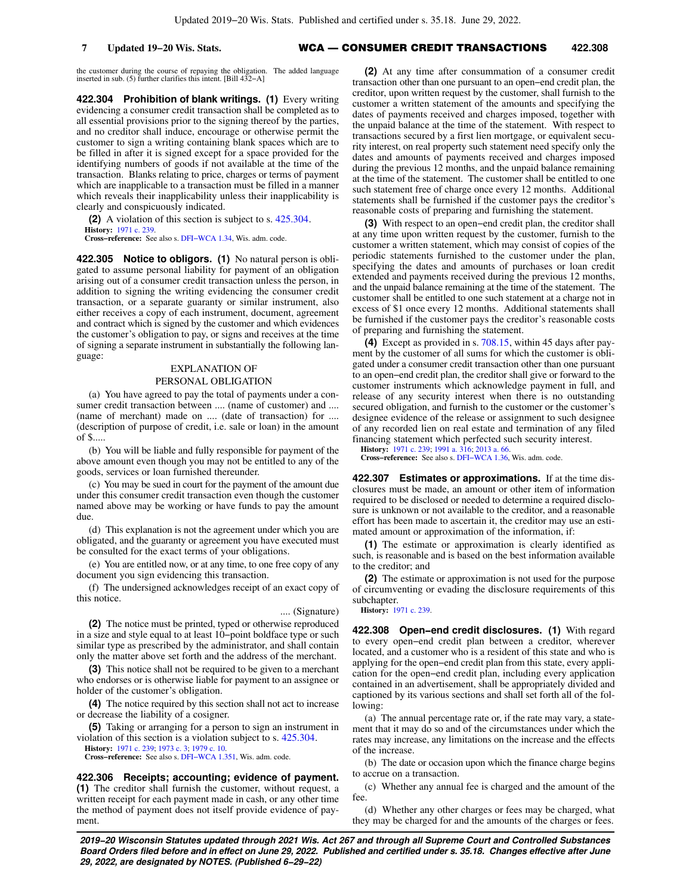the customer during the course of repaying the obligation. The added language inserted in sub. (5) further clarifies this intent. [Bill 432–A]

**422.304 Prohibition of blank writings.** **(1)** Every writing evidencing a consumer credit transaction shall be completed as to all essential provisions prior to the signing thereof by the parties, and no creditor shall induce, encourage or otherwise permit the customer to sign a writing containing blank spaces which are to be filled in after it is signed except for a space provided for the identifying numbers of goods if not available at the time of the transaction. Blanks relating to price, charges or terms of payment which are inapplicable to a transaction must be filled in a manner which reveals their inapplicability unless their inapplicability is clearly and conspicuously indicated.

**(2)** A violation of this section is subject to s. 425.304.

**History:** 1971 c. 239.

**Cross−reference:** See also s. DFI−WCA 1.34, Wis. adm. code.

**422.305 Notice to obligors.** **(1)** No natural person is obligated to assume personal liability for payment of an obligation arising out of a consumer credit transaction unless the person, in addition to signing the writing evidencing the consumer credit transaction, or a separate guaranty or similar instrument, also either receives a copy of each instrument, document, agreement and contract which is signed by the customer and which evidences the customer's obligation to pay, or signs and receives at the time of signing a separate instrument in substantially the following language:

EXPLANATION OF
PERSONAL OBLIGATION

(a) You have agreed to pay the total of payments under a consumer credit transaction between .... (name of customer) and .... (name of merchant) made on .... (date of transaction) for .... (description of purpose of credit, i.e. sale or loan) in the amount of $.....

(b) You will be liable and fully responsible for payment of the above amount even though you may not be entitled to any of the goods, services or loan furnished thereunder.

(c) You may be sued in court for the payment of the amount due under this consumer credit transaction even though the customer named above may be working or have funds to pay the amount due.

(d) This explanation is not the agreement under which you are obligated, and the guaranty or agreement you have executed must be consulted for the exact terms of your obligations.

(e) You are entitled now, or at any time, to one free copy of any document you sign evidencing this transaction.

(f) The undersigned acknowledges receipt of an exact copy of this notice.

.... (Signature)

**(2)** The notice must be printed, typed or otherwise reproduced in a size and style equal to at least 10−point boldface type or such similar type as prescribed by the administrator, and shall contain only the matter above set forth and the address of the merchant.

**(3)** This notice shall not be required to be given to a merchant who endorses or is otherwise liable for payment to an assignee or holder of the customer's obligation.

**(4)** The notice required by this section shall not act to increase or decrease the liability of a cosigner.

**(5)** Taking or arranging for a person to sign an instrument in violation of this section is a violation subject to s. 425.304.

**History:** 1971 c. 239; 1973 c. 3; 1979 c. 10.

**Cross−reference:** See also s. DFI−WCA 1.351, Wis. adm. code.

**422.306 Receipts; accounting; evidence of payment.** **(1)** The creditor shall furnish the customer, without request, a written receipt for each payment made in cash, or any other time the method of payment does not itself provide evidence of payment.

**(2)** At any time after consummation of a consumer credit transaction other than one pursuant to an open−end credit plan, the creditor, upon written request by the customer, shall furnish to the customer a written statement of the amounts and specifying the dates of payments received and charges imposed, together with the unpaid balance at the time of the statement. With respect to transactions secured by a first lien mortgage, or equivalent security interest, on real property such statement need specify only the dates and amounts of payments received and charges imposed during the previous 12 months, and the unpaid balance remaining at the time of the statement. The customer shall be entitled to one such statement free of charge once every 12 months. Additional statements shall be furnished if the customer pays the creditor's reasonable costs of preparing and furnishing the statement.

**(3)** With respect to an open−end credit plan, the creditor shall at any time upon written request by the customer, furnish to the customer a written statement, which may consist of copies of the periodic statements furnished to the customer under the plan, specifying the dates and amounts of purchases or loan credit extended and payments received during the previous 12 months, and the unpaid balance remaining at the time of the statement. The customer shall be entitled to one such statement at a charge not in excess of $1 once every 12 months. Additional statements shall be furnished if the customer pays the creditor's reasonable costs of preparing and furnishing the statement.

**(4)** Except as provided in s. 708.15, within 45 days after payment by the customer of all sums for which the customer is obligated under a consumer credit transaction other than one pursuant to an open−end credit plan, the creditor shall give or forward to the customer instruments which acknowledge payment in full, and release of any security interest when there is no outstanding secured obligation, and furnish to the customer or the customer's designee evidence of the release or assignment to such designee of any recorded lien on real estate and termination of any filed financing statement which perfected such security interest.

**History:** 1971 c. 239; 1991 a. 316; 2013 a. 66.

**Cross−reference:** See also s. DFI−WCA 1.36, Wis. adm. code.

**422.307 Estimates or approximations.** If at the time disclosures must be made, an amount or other item of information required to be disclosed or needed to determine a required disclosure is unknown or not available to the creditor, and a reasonable effort has been made to ascertain it, the creditor may use an estimated amount or approximation of the information, if:

**(1)** The estimate or approximation is clearly identified as such, is reasonable and is based on the best information available to the creditor; and

**(2)** The estimate or approximation is not used for the purpose of circumventing or evading the disclosure requirements of this subchapter.

**History:** 1971 c. 239.

**422.308 Open−end credit disclosures.** **(1)** With regard to every open−end credit plan between a creditor, wherever located, and a customer who is a resident of this state and who is applying for the open−end credit plan from this state, every application for the open−end credit plan, including every application contained in an advertisement, shall be appropriately divided and captioned by its various sections and shall set forth all of the following:

(a) The annual percentage rate or, if the rate may vary, a statement that it may do so and of the circumstances under which the rates may increase, any limitations on the increase and the effects of the increase.

(b) The date or occasion upon which the finance charge begins to accrue on a transaction.

(c) Whether any annual fee is charged and the amount of the fee.

(d) Whether any other charges or fees may be charged, what they may be charged for and the amounts of the charges or fees.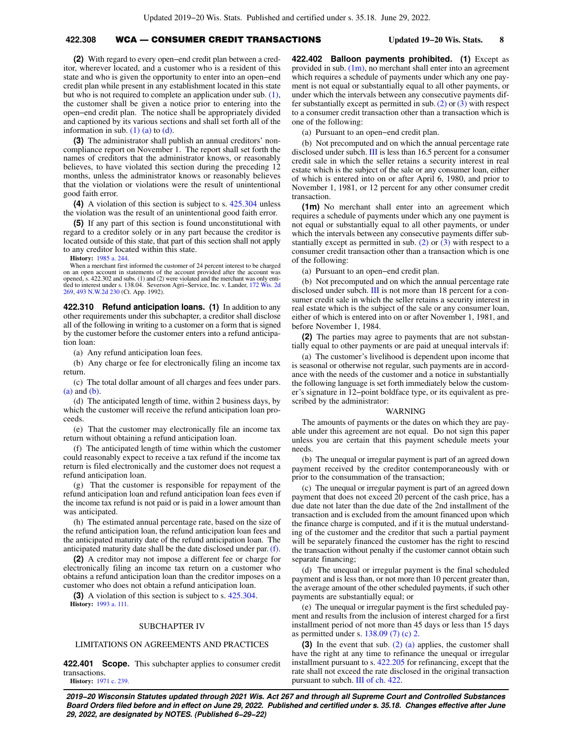**(2)** With regard to every open−end credit plan between a creditor, wherever located, and a customer who is a resident of this state and who is given the opportunity to enter into an open−end credit plan while present in any establishment located in this state but who is not required to complete an application under sub. (1), the customer shall be given a notice prior to entering into the open−end credit plan. The notice shall be appropriately divided and captioned by its various sections and shall set forth all of the information in sub. (1) (a) to (d).

**(3)** The administrator shall publish an annual creditors' noncompliance report on November 1. The report shall set forth the names of creditors that the administrator knows, or reasonably believes, to have violated this section during the preceding 12 months, unless the administrator knows or reasonably believes that the violation or violations were the result of unintentional good faith error.

**(4)** A violation of this section is subject to s. 425.304 unless the violation was the result of an unintentional good faith error.

**(5)** If any part of this section is found unconstitutional with regard to a creditor solely or in any part because the creditor is located outside of this state, that part of this section shall not apply to any creditor located within this state.

**History:** 1985 a. 244.

When a merchant first informed the customer of 24 percent interest to be charged on an open account in statements of the account provided after the account was opened, s. 422.302 and subs. (1) and (2) were violated and the merchant was only entitled to interest under s. 138.04. Severson Agri−Service, Inc. v. Lander, 172 Wis. 2d 269, 493 N.W.2d 230 (Ct. App. 1992).

**422.310 Refund anticipation loans. (1)** In addition to any other requirements under this subchapter, a creditor shall disclose all of the following in writing to a customer on a form that is signed by the customer before the customer enters into a refund anticipation loan:

(a) Any refund anticipation loan fees.

(b) Any charge or fee for electronically filing an income tax return.

(c) The total dollar amount of all charges and fees under pars. (a) and (b).

(d) The anticipated length of time, within 2 business days, by which the customer will receive the refund anticipation loan proceeds.

(e) That the customer may electronically file an income tax return without obtaining a refund anticipation loan.

(f) The anticipated length of time within which the customer could reasonably expect to receive a tax refund if the income tax return is filed electronically and the customer does not request a refund anticipation loan.

(g) That the customer is responsible for repayment of the refund anticipation loan and refund anticipation loan fees even if the income tax refund is not paid or is paid in a lower amount than was anticipated.

(h) The estimated annual percentage rate, based on the size of the refund anticipation loan, the refund anticipation loan fees and the anticipated maturity date of the refund anticipation loan. The anticipated maturity date shall be the date disclosed under par. (f).

**(2)** A creditor may not impose a different fee or charge for electronically filing an income tax return on a customer who obtains a refund anticipation loan than the creditor imposes on a customer who does not obtain a refund anticipation loan.

**(3)** A violation of this section is subject to s. 425.304.

**History:** 1993 a. 111.

## SUBCHAPTER IV

## LIMITATIONS ON AGREEMENTS AND PRACTICES

**422.401 Scope.** This subchapter applies to consumer credit transactions.

**History:** 1971 c. 239.

**422.402 Balloon payments prohibited. (1)** Except as provided in sub. (1m), no merchant shall enter into an agreement which requires a schedule of payments under which any one payment is not equal or substantially equal to all other payments, or under which the intervals between any consecutive payments differ substantially except as permitted in sub. (2) or (3) with respect to a consumer credit transaction other than a transaction which is one of the following:

(a) Pursuant to an open−end credit plan.

(b) Not precomputed and on which the annual percentage rate disclosed under subch. III is less than 16.5 percent for a consumer credit sale in which the seller retains a security interest in real estate which is the subject of the sale or any consumer loan, either of which is entered into on or after April 6, 1980, and prior to November 1, 1981, or 12 percent for any other consumer credit transaction.

**(1m)** No merchant shall enter into an agreement which requires a schedule of payments under which any one payment is not equal or substantially equal to all other payments, or under which the intervals between any consecutive payments differ substantially except as permitted in sub. (2) or (3) with respect to a consumer credit transaction other than a transaction which is one of the following:

(a) Pursuant to an open−end credit plan.

(b) Not precomputed and on which the annual percentage rate disclosed under subch. III is not more than 18 percent for a consumer credit sale in which the seller retains a security interest in real estate which is the subject of the sale or any consumer loan, either of which is entered into on or after November 1, 1981, and before November 1, 1984.

**(2)** The parties may agree to payments that are not substantially equal to other payments or are paid at unequal intervals if:

(a) The customer's livelihood is dependent upon income that is seasonal or otherwise not regular, such payments are in accordance with the needs of the customer and a notice in substantially the following language is set forth immediately below the customer's signature in 12−point boldface type, or its equivalent as prescribed by the administrator:

WARNING

The amounts of payments or the dates on which they are payable under this agreement are not equal. Do not sign this paper unless you are certain that this payment schedule meets your needs.

(b) The unequal or irregular payment is part of an agreed down payment received by the creditor contemporaneously with or prior to the consummation of the transaction;

(c) The unequal or irregular payment is part of an agreed down payment that does not exceed 20 percent of the cash price, has a due date not later than the due date of the 2nd installment of the transaction and is excluded from the amount financed upon which the finance charge is computed, and if it is the mutual understanding of the customer and the creditor that such a partial payment will be separately financed the customer has the right to rescind the transaction without penalty if the customer cannot obtain such separate financing;

(d) The unequal or irregular payment is the final scheduled payment and is less than, or not more than 10 percent greater than, the average amount of the other scheduled payments, if such other payments are substantially equal; or

(e) The unequal or irregular payment is the first scheduled payment and results from the inclusion of interest charged for a first installment period of not more than 45 days or less than 15 days as permitted under s. 138.09 (7) (c) 2.

**(3)** In the event that sub. (2) (a) applies, the customer shall have the right at any time to refinance the unequal or irregular installment pursuant to s. 422.205 for refinancing, except that the rate shall not exceed the rate disclosed in the original transaction pursuant to subch. III of ch. 422.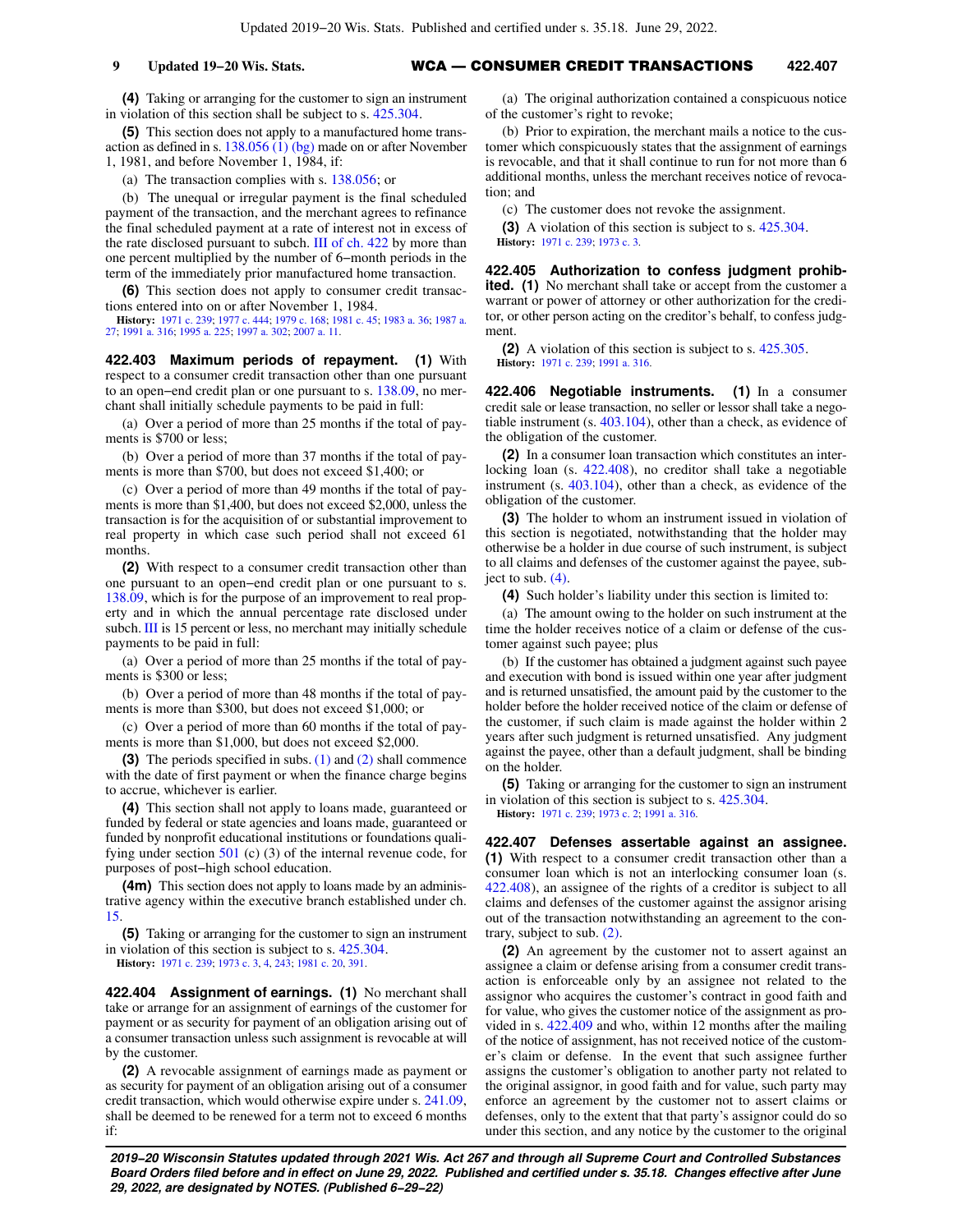**(4)** Taking or arranging for the customer to sign an instrument in violation of this section shall be subject to s. 425.304.

**(5)** This section does not apply to a manufactured home transaction as defined in s. 138.056 (1) (bg) made on or after November 1, 1981, and before November 1, 1984, if:

(a) The transaction complies with s. 138.056; or

(b) The unequal or irregular payment is the final scheduled payment of the transaction, and the merchant agrees to refinance the final scheduled payment at a rate of interest not in excess of the rate disclosed pursuant to subch. III of ch. 422 by more than one percent multiplied by the number of 6−month periods in the term of the immediately prior manufactured home transaction.

**(6)** This section does not apply to consumer credit transactions entered into on or after November 1, 1984.

**History:** 1971 c. 239; 1977 c. 444; 1979 c. 168; 1981 c. 45; 1983 a. 36; 1987 a. 27; 1991 a. 316; 1995 a. 225; 1997 a. 302; 2007 a. 11.

**422.403 Maximum periods of repayment.** **(1)** With respect to a consumer credit transaction other than one pursuant to an open−end credit plan or one pursuant to s. 138.09, no merchant shall initially schedule payments to be paid in full:

(a) Over a period of more than 25 months if the total of payments is $700 or less;

(b) Over a period of more than 37 months if the total of payments is more than $700, but does not exceed $1,400; or

(c) Over a period of more than 49 months if the total of payments is more than $1,400, but does not exceed $2,000, unless the transaction is for the acquisition of or substantial improvement to real property in which case such period shall not exceed 61 months.

**(2)** With respect to a consumer credit transaction other than one pursuant to an open−end credit plan or one pursuant to s. 138.09, which is for the purpose of an improvement to real property and in which the annual percentage rate disclosed under subch. III is 15 percent or less, no merchant may initially schedule payments to be paid in full:

(a) Over a period of more than 25 months if the total of payments is $300 or less;

(b) Over a period of more than 48 months if the total of payments is more than $300, but does not exceed $1,000; or

(c) Over a period of more than 60 months if the total of payments is more than $1,000, but does not exceed $2,000.

**(3)** The periods specified in subs. (1) and (2) shall commence with the date of first payment or when the finance charge begins to accrue, whichever is earlier.

**(4)** This section shall not apply to loans made, guaranteed or funded by federal or state agencies and loans made, guaranteed or funded by nonprofit educational institutions or foundations qualifying under section 501 (c) (3) of the internal revenue code, for purposes of post−high school education.

**(4m)** This section does not apply to loans made by an administrative agency within the executive branch established under ch. 15.

**(5)** Taking or arranging for the customer to sign an instrument in violation of this section is subject to s. 425.304.

**History:** 1971 c. 239; 1973 c. 3, 4, 243; 1981 c. 20, 391.

**422.404 Assignment of earnings.** **(1)** No merchant shall take or arrange for an assignment of earnings of the customer for payment or as security for payment of an obligation arising out of a consumer transaction unless such assignment is revocable at will by the customer.

**(2)** A revocable assignment of earnings made as payment or as security for payment of an obligation arising out of a consumer credit transaction, which would otherwise expire under s. 241.09, shall be deemed to be renewed for a term not to exceed 6 months if:

(a) The original authorization contained a conspicuous notice of the customer's right to revoke;

(b) Prior to expiration, the merchant mails a notice to the customer which conspicuously states that the assignment of earnings is revocable, and that it shall continue to run for not more than 6 additional months, unless the merchant receives notice of revocation; and

(c) The customer does not revoke the assignment.

**(3)** A violation of this section is subject to s. 425.304.

**History:** 1971 c. 239; 1973 c. 3.

**422.405 Authorization to confess judgment prohibited.** **(1)** No merchant shall take or accept from the customer a warrant or power of attorney or other authorization for the creditor, or other person acting on the creditor's behalf, to confess judgment.

**(2)** A violation of this section is subject to s. 425.305.

**History:** 1971 c. 239; 1991 a. 316.

**422.406 Negotiable instruments.** **(1)** In a consumer credit sale or lease transaction, no seller or lessor shall take a negotiable instrument (s. 403.104), other than a check, as evidence of the obligation of the customer.

**(2)** In a consumer loan transaction which constitutes an interlocking loan (s. 422.408), no creditor shall take a negotiable instrument (s. 403.104), other than a check, as evidence of the obligation of the customer.

**(3)** The holder to whom an instrument issued in violation of this section is negotiated, notwithstanding that the holder may otherwise be a holder in due course of such instrument, is subject to all claims and defenses of the customer against the payee, subject to sub. (4).

**(4)** Such holder's liability under this section is limited to:

(a) The amount owing to the holder on such instrument at the time the holder receives notice of a claim or defense of the customer against such payee; plus

(b) If the customer has obtained a judgment against such payee and execution with bond is issued within one year after judgment and is returned unsatisfied, the amount paid by the customer to the holder before the holder received notice of the claim or defense of the customer, if such claim is made against the holder within 2 years after such judgment is returned unsatisfied. Any judgment against the payee, other than a default judgment, shall be binding on the holder.

**(5)** Taking or arranging for the customer to sign an instrument in violation of this section is subject to s. 425.304.

**History:** 1971 c. 239; 1973 c. 2; 1991 a. 316.

**422.407 Defenses assertable against an assignee.** **(1)** With respect to a consumer credit transaction other than a consumer loan which is not an interlocking consumer loan (s. 422.408), an assignee of the rights of a creditor is subject to all claims and defenses of the customer against the assignor arising out of the transaction notwithstanding an agreement to the contrary, subject to sub. (2).

**(2)** An agreement by the customer not to assert against an assignee a claim or defense arising from a consumer credit transaction is enforceable only by an assignee not related to the assignor who acquires the customer's contract in good faith and for value, who gives the customer notice of the assignment as provided in s. 422.409 and who, within 12 months after the mailing of the notice of assignment, has not received notice of the customer's claim or defense. In the event that such assignee further assigns the customer's obligation to another party not related to the original assignor, in good faith and for value, such party may enforce an agreement by the customer not to assert claims or defenses, only to the extent that that party's assignor could do so under this section, and any notice by the customer to the original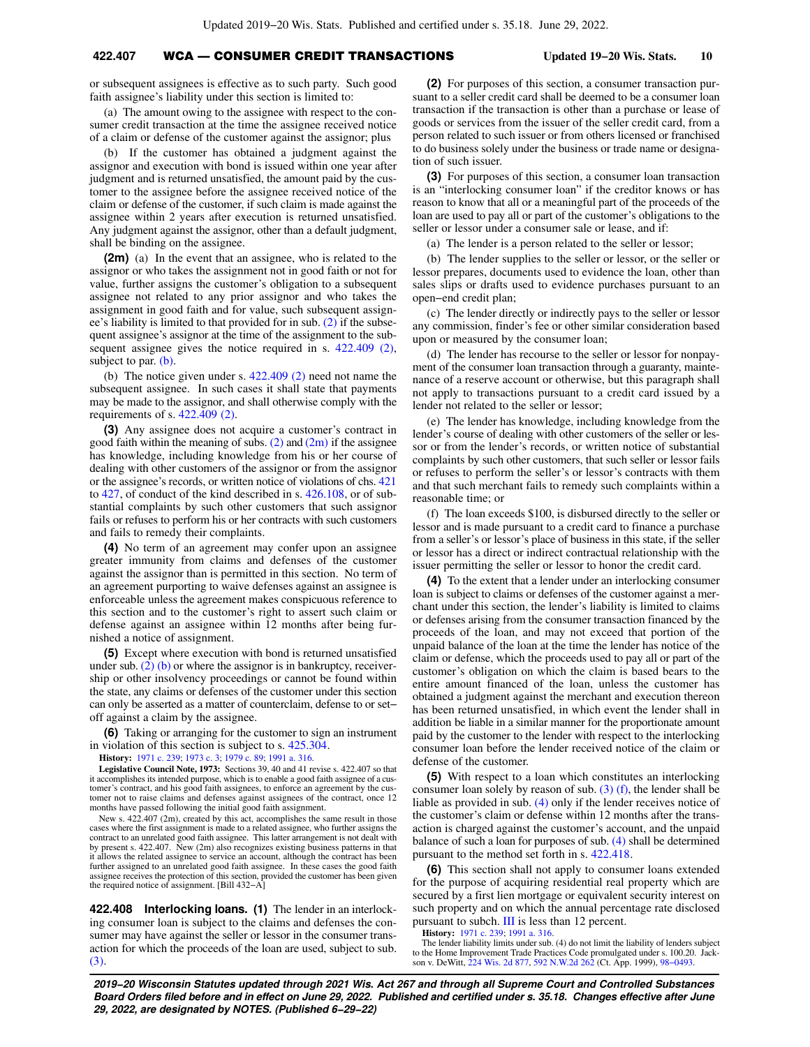or subsequent assignees is effective as to such party. Such good faith assignee's liability under this section is limited to:

(a) The amount owing to the assignee with respect to the consumer credit transaction at the time the assignee received notice of a claim or defense of the customer against the assignor; plus

(b) If the customer has obtained a judgment against the assignor and execution with bond is issued within one year after judgment and is returned unsatisfied, the amount paid by the customer to the assignee before the assignee received notice of the claim or defense of the customer, if such claim is made against the assignee within 2 years after execution is returned unsatisfied. Any judgment against the assignor, other than a default judgment, shall be binding on the assignee.

**(2m)** (a) In the event that an assignee, who is related to the assignor or who takes the assignment not in good faith or not for value, further assigns the customer's obligation to a subsequent assignee not related to any prior assignor and who takes the assignment in good faith and for value, such subsequent assignee's liability is limited to that provided for in sub. (2) if the subsequent assignee's assignor at the time of the assignment to the subsequent assignee gives the notice required in s. 422.409 (2), subject to par. (b).

(b) The notice given under s. 422.409 (2) need not name the subsequent assignee. In such cases it shall state that payments may be made to the assignor, and shall otherwise comply with the requirements of s. 422.409 (2).

**(3)** Any assignee does not acquire a customer's contract in good faith within the meaning of subs. (2) and (2m) if the assignee has knowledge, including knowledge from his or her course of dealing with other customers of the assignor or from the assignor or the assignee's records, or written notice of violations of chs. 421 to 427, of conduct of the kind described in s. 426.108, or of substantial complaints by such other customers that such assignor fails or refuses to perform his or her contracts with such customers and fails to remedy their complaints.

**(4)** No term of an agreement may confer upon an assignee greater immunity from claims and defenses of the customer against the assignor than is permitted in this section. No term of an agreement purporting to waive defenses against an assignee is enforceable unless the agreement makes conspicuous reference to this section and to the customer's right to assert such claim or defense against an assignee within 12 months after being furnished a notice of assignment.

**(5)** Except where execution with bond is returned unsatisfied under sub. (2) (b) or where the assignor is in bankruptcy, receivership or other insolvency proceedings or cannot be found within the state, any claims or defenses of the customer under this section can only be asserted as a matter of counterclaim, defense to or set−off against a claim by the assignee.

**(6)** Taking or arranging for the customer to sign an instrument in violation of this section is subject to s. 425.304.

**History:** 1971 c. 239; 1973 c. 3; 1979 c. 89; 1991 a. 316.

**Legislative Council Note, 1973:** Sections 39, 40 and 41 revise s. 422.407 so that it accomplishes its intended purpose, which is to enable a good faith assignee of a customer's contract, and his good faith assignees, to enforce an agreement by the customer not to raise claims and defenses against assignees of the contract, once 12 months have passed following the initial good faith assignment.

New s. 422.407 (2m), created by this act, accomplishes the same result in those cases where the first assignment is made to a related assignee, who further assigns the contract to an unrelated good faith assignee. This latter arrangement is not dealt with by present s. 422.407. New (2m) also recognizes existing business patterns in that it allows the related assignee to service an account, although the contract has been further assigned to an unrelated good faith assignee. In these cases the good faith assignee receives the protection of this section, provided the customer has been given the required notice of assignment. [Bill 432−A]

**422.408 Interlocking loans. (1)** The lender in an interlocking consumer loan is subject to the claims and defenses the consumer may have against the seller or lessor in the consumer transaction for which the proceeds of the loan are used, subject to sub. (3).

**(2)** For purposes of this section, a consumer transaction pursuant to a seller credit card shall be deemed to be a consumer loan transaction if the transaction is other than a purchase or lease of goods or services from the issuer of the seller credit card, from a person related to such issuer or from others licensed or franchised to do business solely under the business or trade name or designation of such issuer.

**(3)** For purposes of this section, a consumer loan transaction is an "interlocking consumer loan" if the creditor knows or has reason to know that all or a meaningful part of the proceeds of the loan are used to pay all or part of the customer's obligations to the seller or lessor under a consumer sale or lease, and if:

(a) The lender is a person related to the seller or lessor;

(b) The lender supplies to the seller or lessor, or the seller or lessor prepares, documents used to evidence the loan, other than sales slips or drafts used to evidence purchases pursuant to an open−end credit plan;

(c) The lender directly or indirectly pays to the seller or lessor any commission, finder's fee or other similar consideration based upon or measured by the consumer loan;

(d) The lender has recourse to the seller or lessor for nonpayment of the consumer loan transaction through a guaranty, maintenance of a reserve account or otherwise, but this paragraph shall not apply to transactions pursuant to a credit card issued by a lender not related to the seller or lessor;

(e) The lender has knowledge, including knowledge from the lender's course of dealing with other customers of the seller or lessor or from the lender's records, or written notice of substantial complaints by such other customers, that such seller or lessor fails or refuses to perform the seller's or lessor's contracts with them and that such merchant fails to remedy such complaints within a reasonable time; or

(f) The loan exceeds $100, is disbursed directly to the seller or lessor and is made pursuant to a credit card to finance a purchase from a seller's or lessor's place of business in this state, if the seller or lessor has a direct or indirect contractual relationship with the issuer permitting the seller or lessor to honor the credit card.

**(4)** To the extent that a lender under an interlocking consumer loan is subject to claims or defenses of the customer against a merchant under this section, the lender's liability is limited to claims or defenses arising from the consumer transaction financed by the proceeds of the loan, and may not exceed that portion of the unpaid balance of the loan at the time the lender has notice of the claim or defense, which the proceeds used to pay all or part of the customer's obligation on which the claim is based bears to the entire amount financed of the loan, unless the customer has obtained a judgment against the merchant and execution thereon has been returned unsatisfied, in which event the lender shall in addition be liable in a similar manner for the proportionate amount paid by the customer to the lender with respect to the interlocking consumer loan before the lender received notice of the claim or defense of the customer.

**(5)** With respect to a loan which constitutes an interlocking consumer loan solely by reason of sub. (3) (f), the lender shall be liable as provided in sub. (4) only if the lender receives notice of the customer's claim or defense within 12 months after the transaction is charged against the customer's account, and the unpaid balance of such a loan for purposes of sub. (4) shall be determined pursuant to the method set forth in s. 422.418.

**(6)** This section shall not apply to consumer loans extended for the purpose of acquiring residential real property which are secured by a first lien mortgage or equivalent security interest on such property and on which the annual percentage rate disclosed pursuant to subch. III is less than 12 percent.

**History:** 1971 c. 239; 1991 a. 316.

The lender liability limits under sub. (4) do not limit the liability of lenders subject to the Home Improvement Trade Practices Code promulgated under s. 100.20. Jackson v. DeWitt, 224 Wis. 2d 877, 592 N.W.2d 262 (Ct. App. 1999), 98−0493.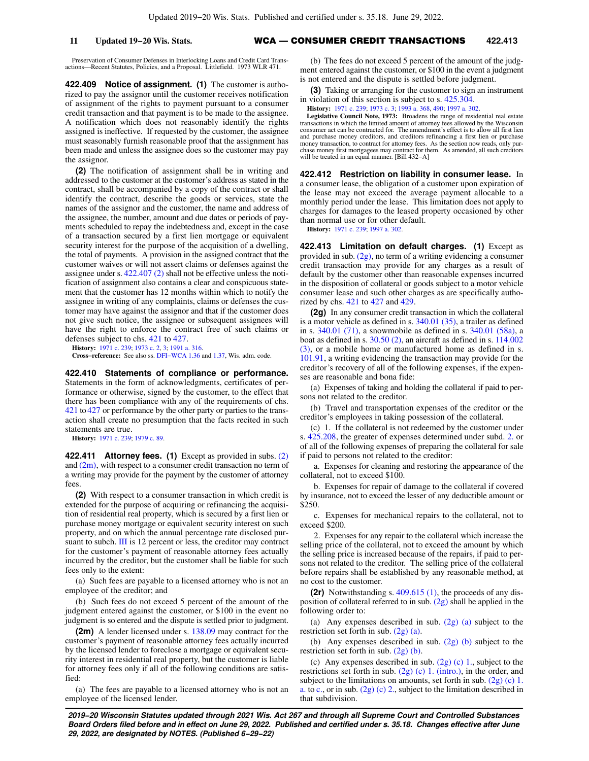Preservation of Consumer Defenses in Interlocking Loans and Credit Card Transactions—Recent Statutes, Policies, and a Proposal. Littlefield. 1973 WLR 471.

**422.409 Notice of assignment. (1)** The customer is authorized to pay the assignor until the customer receives notification of assignment of the rights to payment pursuant to a consumer credit transaction and that payment is to be made to the assignee. A notification which does not reasonably identify the rights assigned is ineffective. If requested by the customer, the assignee must seasonably furnish reasonable proof that the assignment has been made and unless the assignee does so the customer may pay the assignor.

**(2)** The notification of assignment shall be in writing and addressed to the customer at the customer's address as stated in the contract, shall be accompanied by a copy of the contract or shall identify the contract, describe the goods or services, state the names of the assignor and the customer, the name and address of the assignee, the number, amount and due dates or periods of payments scheduled to repay the indebtedness and, except in the case of a transaction secured by a first lien mortgage or equivalent security interest for the purpose of the acquisition of a dwelling, the total of payments. A provision in the assigned contract that the customer waives or will not assert claims or defenses against the assignee under s. 422.407 (2) shall not be effective unless the notification of assignment also contains a clear and conspicuous statement that the customer has 12 months within which to notify the assignee in writing of any complaints, claims or defenses the customer may have against the assignor and that if the customer does not give such notice, the assignee or subsequent assignees will have the right to enforce the contract free of such claims or defenses subject to chs. 421 to 427.

**History:** 1971 c. 239; 1973 c. 2, 3; 1991 a. 316.

**Cross-reference:** See also ss. DFI-WCA 1.36 and 1.37, Wis. adm. code.

**422.410 Statements of compliance or performance.** Statements in the form of acknowledgments, certificates of performance or otherwise, signed by the customer, to the effect that there has been compliance with any of the requirements of chs. 421 to 427 or performance by the other party or parties to the transaction shall create no presumption that the facts recited in such statements are true.

**History:** 1971 c. 239; 1979 c. 89.

**422.411 Attorney fees. (1)** Except as provided in subs. (2) and (2m), with respect to a consumer credit transaction no term of a writing may provide for the payment by the customer of attorney fees.

**(2)** With respect to a consumer transaction in which credit is extended for the purpose of acquiring or refinancing the acquisition of residential real property, which is secured by a first lien or purchase money mortgage or equivalent security interest on such property, and on which the annual percentage rate disclosed pursuant to subch. III is 12 percent or less, the creditor may contract for the customer's payment of reasonable attorney fees actually incurred by the creditor, but the customer shall be liable for such fees only to the extent:

(a) Such fees are payable to a licensed attorney who is not an employee of the creditor; and

(b) Such fees do not exceed 5 percent of the amount of the judgment entered against the customer, or $100 in the event no judgment is so entered and the dispute is settled prior to judgment.

**(2m)** A lender licensed under s. 138.09 may contract for the customer's payment of reasonable attorney fees actually incurred by the licensed lender to foreclose a mortgage or equivalent security interest in residential real property, but the customer is liable for attorney fees only if all of the following conditions are satisfied:

(a) The fees are payable to a licensed attorney who is not an employee of the licensed lender.

(b) The fees do not exceed 5 percent of the amount of the judgment entered against the customer, or $100 in the event a judgment is not entered and the dispute is settled before judgment.

**(3)** Taking or arranging for the customer to sign an instrument in violation of this section is subject to s. 425.304.

**History:** 1971 c. 239; 1973 c. 3; 1993 a. 368, 490; 1997 a. 302.

**Legislative Council Note, 1973:** Broadens the range of residential real estate transactions in which the limited amount of attorney fees allowed by the Wisconsin consumer act can be contracted for. The amendment's effect is to allow all first lien and purchase money creditors, and creditors refinancing a first lien or purchase money transaction, to contract for attorney fees. As the section now reads, only purchase money first mortgagees may contract for them. As amended, all such creditors will be treated in an equal manner. [Bill 432-A]

**422.412 Restriction on liability in consumer lease.** In a consumer lease, the obligation of a customer upon expiration of the lease may not exceed the average payment allocable to a monthly period under the lease. This limitation does not apply to charges for damages to the leased property occasioned by other than normal use or for other default.

**History:** 1971 c. 239; 1997 a. 302.

**422.413 Limitation on default charges. (1)** Except as provided in sub. (2g), no term of a writing evidencing a consumer credit transaction may provide for any charges as a result of default by the customer other than reasonable expenses incurred in the disposition of collateral or goods subject to a motor vehicle consumer lease and such other charges as are specifically authorized by chs. 421 to 427 and 429.

**(2g)** In any consumer credit transaction in which the collateral is a motor vehicle as defined in s. 340.01 (35), a trailer as defined in s. 340.01 (71), a snowmobile as defined in s. 340.01 (58a), a boat as defined in s. 30.50 (2), an aircraft as defined in s. 114.002 (3), or a mobile home or manufactured home as defined in s. 101.91, a writing evidencing the transaction may provide for the creditor's recovery of all of the following expenses, if the expenses are reasonable and bona fide:

(a) Expenses of taking and holding the collateral if paid to persons not related to the creditor.

(b) Travel and transportation expenses of the creditor or the creditor's employees in taking possession of the collateral.

(c) 1. If the collateral is not redeemed by the customer under s. 425.208, the greater of expenses determined under subd. 2. or of all of the following expenses of preparing the collateral for sale if paid to persons not related to the creditor:

a. Expenses for cleaning and restoring the appearance of the collateral, not to exceed $100.

b. Expenses for repair of damage to the collateral if covered by insurance, not to exceed the lesser of any deductible amount or $250.

c. Expenses for mechanical repairs to the collateral, not to exceed $200.

2. Expenses for any repair to the collateral which increase the selling price of the collateral, not to exceed the amount by which the selling price is increased because of the repairs, if paid to persons not related to the creditor. The selling price of the collateral before repairs shall be established by any reasonable method, at no cost to the customer.

**(2r)** Notwithstanding s. 409.615 (1), the proceeds of any disposition of collateral referred to in sub. (2g) shall be applied in the following order to:

(a) Any expenses described in sub. (2g) (a) subject to the restriction set forth in sub. (2g) (a).

(b) Any expenses described in sub. (2g) (b) subject to the restriction set forth in sub. (2g) (b).

(c) Any expenses described in sub. (2g) (c) 1., subject to the restrictions set forth in sub. (2g) (c) 1. (intro.), in the order, and subject to the limitations on amounts, set forth in sub. (2g) (c) 1. a. to c., or in sub. (2g) (c) 2., subject to the limitation described in that subdivision.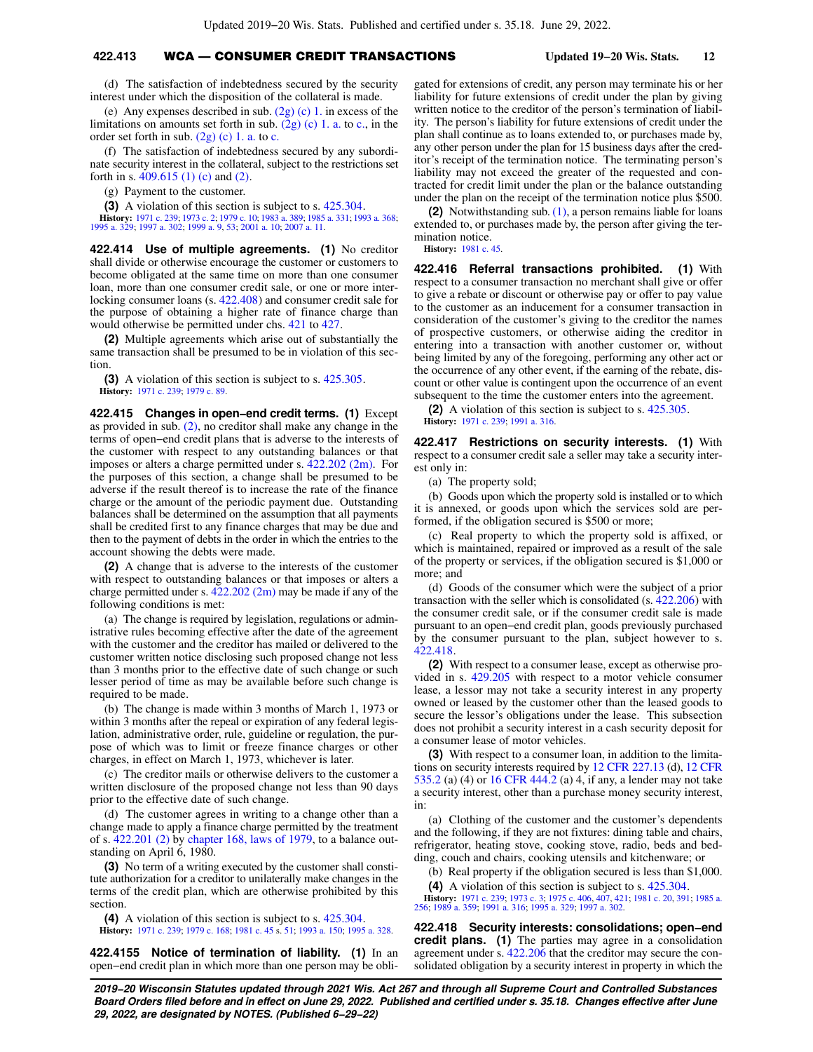(d) The satisfaction of indebtedness secured by the security interest under which the disposition of the collateral is made.

(e) Any expenses described in sub. (2g) (c) 1. in excess of the limitations on amounts set forth in sub. (2g) (c) 1. a. to c., in the order set forth in sub. (2g) (c) 1. a. to c.

(f) The satisfaction of indebtedness secured by any subordinate security interest in the collateral, subject to the restrictions set forth in s. 409.615 (1) (c) and (2).

(g) Payment to the customer.

**(3)** A violation of this section is subject to s. 425.304.

**History:** 1971 c. 239; 1973 c. 2; 1979 c. 10; 1983 a. 389; 1985 a. 331; 1993 a. 368; 1995 a. 329; 1997 a. 302; 1999 a. 9, 53; 2001 a. 10; 2007 a. 11.

**422.414 Use of multiple agreements. (1)** No creditor shall divide or otherwise encourage the customer or customers to become obligated at the same time on more than one consumer loan, more than one consumer credit sale, or one or more interlocking consumer loans (s. 422.408) and consumer credit sale for the purpose of obtaining a higher rate of finance charge than would otherwise be permitted under chs. 421 to 427.

**(2)** Multiple agreements which arise out of substantially the same transaction shall be presumed to be in violation of this section.

**(3)** A violation of this section is subject to s. 425.305.

**History:** 1971 c. 239; 1979 c. 89.

**422.415 Changes in open−end credit terms. (1)** Except as provided in sub. (2), no creditor shall make any change in the terms of open−end credit plans that is adverse to the interests of the customer with respect to any outstanding balances or that imposes or alters a charge permitted under s. 422.202 (2m). For the purposes of this section, a change shall be presumed to be adverse if the result thereof is to increase the rate of the finance charge or the amount of the periodic payment due. Outstanding balances shall be determined on the assumption that all payments shall be credited first to any finance charges that may be due and then to the payment of debts in the order in which the entries to the account showing the debts were made.

**(2)** A change that is adverse to the interests of the customer with respect to outstanding balances or that imposes or alters a charge permitted under s. 422.202 (2m) may be made if any of the following conditions is met:

(a) The change is required by legislation, regulations or administrative rules becoming effective after the date of the agreement with the customer and the creditor has mailed or delivered to the customer written notice disclosing such proposed change not less than 3 months prior to the effective date of such change or such lesser period of time as may be available before such change is required to be made.

(b) The change is made within 3 months of March 1, 1973 or within 3 months after the repeal or expiration of any federal legislation, administrative order, rule, guideline or regulation, the purpose of which was to limit or freeze finance charges or other charges, in effect on March 1, 1973, whichever is later.

(c) The creditor mails or otherwise delivers to the customer a written disclosure of the proposed change not less than 90 days prior to the effective date of such change.

(d) The customer agrees in writing to a change other than a change made to apply a finance charge permitted by the treatment of s. 422.201 (2) by chapter 168, laws of 1979, to a balance outstanding on April 6, 1980.

**(3)** No term of a writing executed by the customer shall constitute authorization for a creditor to unilaterally make changes in the terms of the credit plan, which are otherwise prohibited by this section.

**(4)** A violation of this section is subject to s. 425.304.

**History:** 1971 c. 239; 1979 c. 168; 1981 c. 45 s. 51; 1993 a. 150; 1995 a. 328.

**422.4155 Notice of termination of liability. (1)** In an open−end credit plan in which more than one person may be obligated for extensions of credit, any person may terminate his or her liability for future extensions of credit under the plan by giving written notice to the creditor of the person's termination of liability. The person's liability for future extensions of credit under the plan shall continue as to loans extended to, or purchases made by, any other person under the plan for 15 business days after the creditor's receipt of the termination notice. The terminating person's liability may not exceed the greater of the requested and contracted for credit limit under the plan or the balance outstanding under the plan on the receipt of the termination notice plus $500.

**(2)** Notwithstanding sub. (1), a person remains liable for loans extended to, or purchases made by, the person after giving the termination notice.

**History:** 1981 c. 45.

**422.416 Referral transactions prohibited. (1)** With respect to a consumer transaction no merchant shall give or offer to give a rebate or discount or otherwise pay or offer to pay value to the customer as an inducement for a consumer transaction in consideration of the customer's giving to the creditor the names of prospective customers, or otherwise aiding the creditor in entering into a transaction with another customer or, without being limited by any of the foregoing, performing any other act or the occurrence of any other event, if the earning of the rebate, discount or other value is contingent upon the occurrence of an event subsequent to the time the customer enters into the agreement.

**(2)** A violation of this section is subject to s. 425.305.

**History:** 1971 c. 239; 1991 a. 316.

**422.417 Restrictions on security interests. (1)** With respect to a consumer credit sale a seller may take a security interest only in:

(a) The property sold;

(b) Goods upon which the property sold is installed or to which it is annexed, or goods upon which the services sold are performed, if the obligation secured is $500 or more;

(c) Real property to which the property sold is affixed, or which is maintained, repaired or improved as a result of the sale of the property or services, if the obligation secured is $1,000 or more; and

(d) Goods of the consumer which were the subject of a prior transaction with the seller which is consolidated (s. 422.206) with the consumer credit sale, or if the consumer credit sale is made pursuant to an open−end credit plan, goods previously purchased by the consumer pursuant to the plan, subject however to s. 422.418.

**(2)** With respect to a consumer lease, except as otherwise provided in s. 429.205 with respect to a motor vehicle consumer lease, a lessor may not take a security interest in any property owned or leased by the customer other than the leased goods to secure the lessor's obligations under the lease. This subsection does not prohibit a security interest in a cash security deposit for a consumer lease of motor vehicles.

**(3)** With respect to a consumer loan, in addition to the limitations on security interests required by 12 CFR 227.13 (d), 12 CFR 535.2 (a) (4) or 16 CFR 444.2 (a) 4, if any, a lender may not take a security interest, other than a purchase money security interest, in:

(a) Clothing of the customer and the customer's dependents and the following, if they are not fixtures: dining table and chairs, refrigerator, heating stove, cooking stove, radio, beds and bedding, couch and chairs, cooking utensils and kitchenware; or

(b) Real property if the obligation secured is less than $1,000.

**(4)** A violation of this section is subject to s. 425.304.

**History:** 1971 c. 239; 1973 c. 3; 1975 c. 406, 407, 421; 1981 c. 20, 391; 1985 a. 256; 1989 a. 359; 1991 a. 316; 1995 a. 329; 1997 a. 302.

**422.418 Security interests: consolidations; open−end credit plans. (1)** The parties may agree in a consolidation agreement under s. 422.206 that the creditor may secure the consolidated obligation by a security interest in property in which the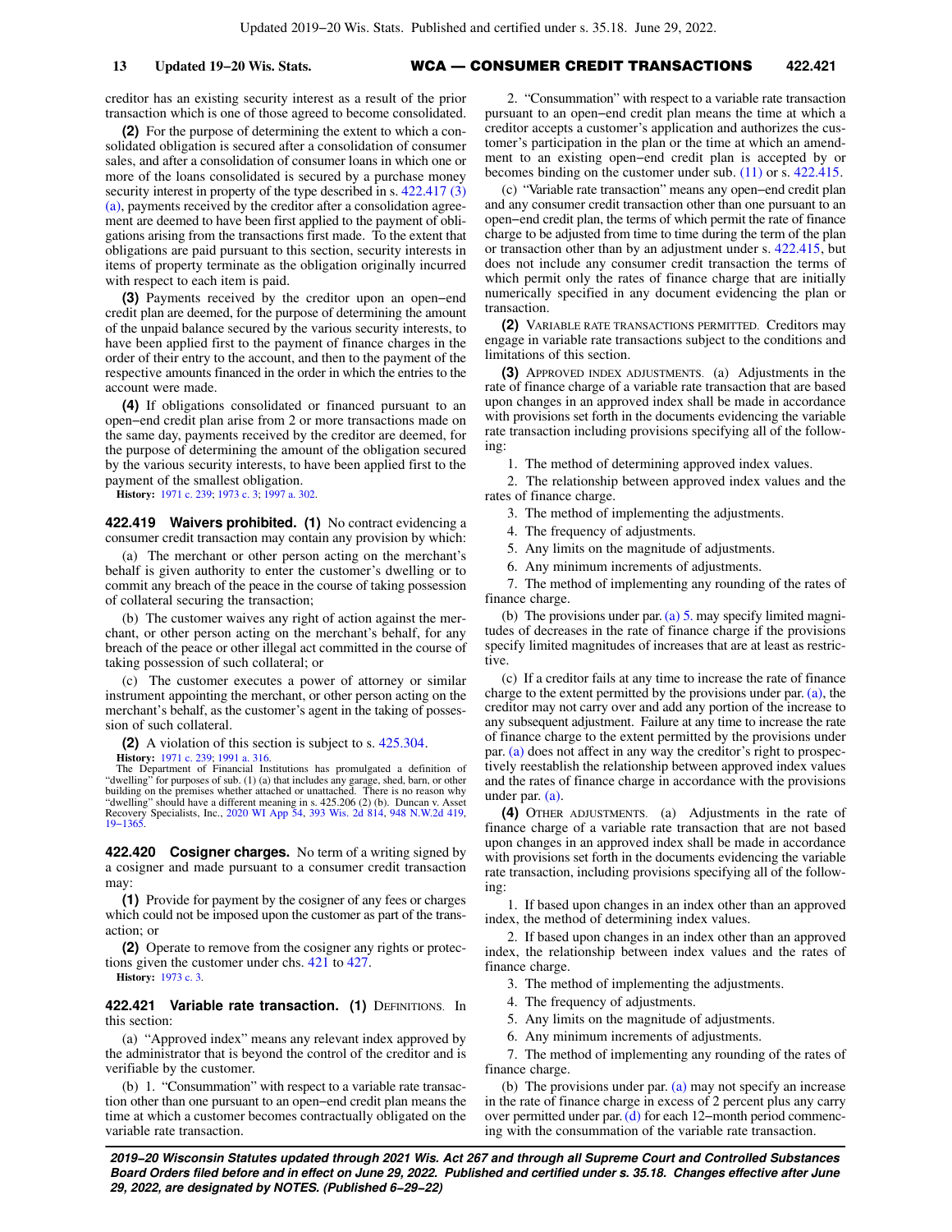creditor has an existing security interest as a result of the prior transaction which is one of those agreed to become consolidated.

**(2)** For the purpose of determining the extent to which a consolidated obligation is secured after a consolidation of consumer sales, and after a consolidation of consumer loans in which one or more of the loans consolidated is secured by a purchase money security interest in property of the type described in s. 422.417 (3) (a), payments received by the creditor after a consolidation agreement are deemed to have been first applied to the payment of obligations arising from the transactions first made. To the extent that obligations are paid pursuant to this section, security interests in items of property terminate as the obligation originally incurred with respect to each item is paid.

**(3)** Payments received by the creditor upon an open−end credit plan are deemed, for the purpose of determining the amount of the unpaid balance secured by the various security interests, to have been applied first to the payment of finance charges in the order of their entry to the account, and then to the payment of the respective amounts financed in the order in which the entries to the account were made.

**(4)** If obligations consolidated or financed pursuant to an open−end credit plan arise from 2 or more transactions made on the same day, payments received by the creditor are deemed, for the purpose of determining the amount of the obligation secured by the various security interests, to have been applied first to the payment of the smallest obligation.

**History:** 1971 c. 239; 1973 c. 3; 1997 a. 302.

**422.419 Waivers prohibited.** **(1)** No contract evidencing a consumer credit transaction may contain any provision by which:

(a) The merchant or other person acting on the merchant's behalf is given authority to enter the customer's dwelling or to commit any breach of the peace in the course of taking possession of collateral securing the transaction;

(b) The customer waives any right of action against the merchant, or other person acting on the merchant's behalf, for any breach of the peace or other illegal act committed in the course of taking possession of such collateral; or

(c) The customer executes a power of attorney or similar instrument appointing the merchant, or other person acting on the merchant's behalf, as the customer's agent in the taking of possession of such collateral.

**(2)** A violation of this section is subject to s. 425.304.

**History:** 1971 c. 239; 1991 a. 316.

The Department of Financial Institutions has promulgated a definition of "dwelling" for purposes of sub. (1) (a) that includes any garage, shed, barn, or other building on the premises whether attached or unattached. There is no reason why "dwelling" should have a different meaning in s. 425.206 (2) (b). Duncan v. Asset Recovery Specialists, Inc., 2020 WI App 54, 393 Wis. 2d 814, 948 N.W.2d 419, 19−1365.

**422.420 Cosigner charges.** No term of a writing signed by a cosigner and made pursuant to a consumer credit transaction may:

**(1)** Provide for payment by the cosigner of any fees or charges which could not be imposed upon the customer as part of the transaction; or

**(2)** Operate to remove from the cosigner any rights or protections given the customer under chs. 421 to 427.

**History:** 1973 c. 3.

**422.421 Variable rate transaction.** **(1)** DEFINITIONS. In this section:

(a) "Approved index" means any relevant index approved by the administrator that is beyond the control of the creditor and is verifiable by the customer.

(b) 1. "Consummation" with respect to a variable rate transaction other than one pursuant to an open−end credit plan means the time at which a customer becomes contractually obligated on the variable rate transaction.

2. "Consummation" with respect to a variable rate transaction pursuant to an open−end credit plan means the time at which a creditor accepts a customer's application and authorizes the customer's participation in the plan or the time at which an amendment to an existing open−end credit plan is accepted by or becomes binding on the customer under sub. (11) or s. 422.415.

(c) "Variable rate transaction" means any open−end credit plan and any consumer credit transaction other than one pursuant to an open−end credit plan, the terms of which permit the rate of finance charge to be adjusted from time to time during the term of the plan or transaction other than by an adjustment under s. 422.415, but does not include any consumer credit transaction the terms of which permit only the rates of finance charge that are initially numerically specified in any document evidencing the plan or transaction.

**(2)** VARIABLE RATE TRANSACTIONS PERMITTED. Creditors may engage in variable rate transactions subject to the conditions and limitations of this section.

**(3)** APPROVED INDEX ADJUSTMENTS. (a) Adjustments in the rate of finance charge of a variable rate transaction that are based upon changes in an approved index shall be made in accordance with provisions set forth in the documents evidencing the variable rate transaction including provisions specifying all of the following:

1. The method of determining approved index values.

2. The relationship between approved index values and the rates of finance charge.

3. The method of implementing the adjustments.

4. The frequency of adjustments.

5. Any limits on the magnitude of adjustments.

6. Any minimum increments of adjustments.

7. The method of implementing any rounding of the rates of finance charge.

(b) The provisions under par. (a) 5. may specify limited magnitudes of decreases in the rate of finance charge if the provisions specify limited magnitudes of increases that are at least as restrictive.

(c) If a creditor fails at any time to increase the rate of finance charge to the extent permitted by the provisions under par. (a), the creditor may not carry over and add any portion of the increase to any subsequent adjustment. Failure at any time to increase the rate of finance charge to the extent permitted by the provisions under par. (a) does not affect in any way the creditor's right to prospectively reestablish the relationship between approved index values and the rates of finance charge in accordance with the provisions under par. (a).

**(4)** OTHER ADJUSTMENTS. (a) Adjustments in the rate of finance charge of a variable rate transaction that are not based upon changes in an approved index shall be made in accordance with provisions set forth in the documents evidencing the variable rate transaction, including provisions specifying all of the following:

1. If based upon changes in an index other than an approved index, the method of determining index values.

2. If based upon changes in an index other than an approved index, the relationship between index values and the rates of finance charge.

3. The method of implementing the adjustments.

4. The frequency of adjustments.

5. Any limits on the magnitude of adjustments.

6. Any minimum increments of adjustments.

7. The method of implementing any rounding of the rates of finance charge.

(b) The provisions under par. (a) may not specify an increase in the rate of finance charge in excess of 2 percent plus any carry over permitted under par. (d) for each 12−month period commencing with the consummation of the variable rate transaction.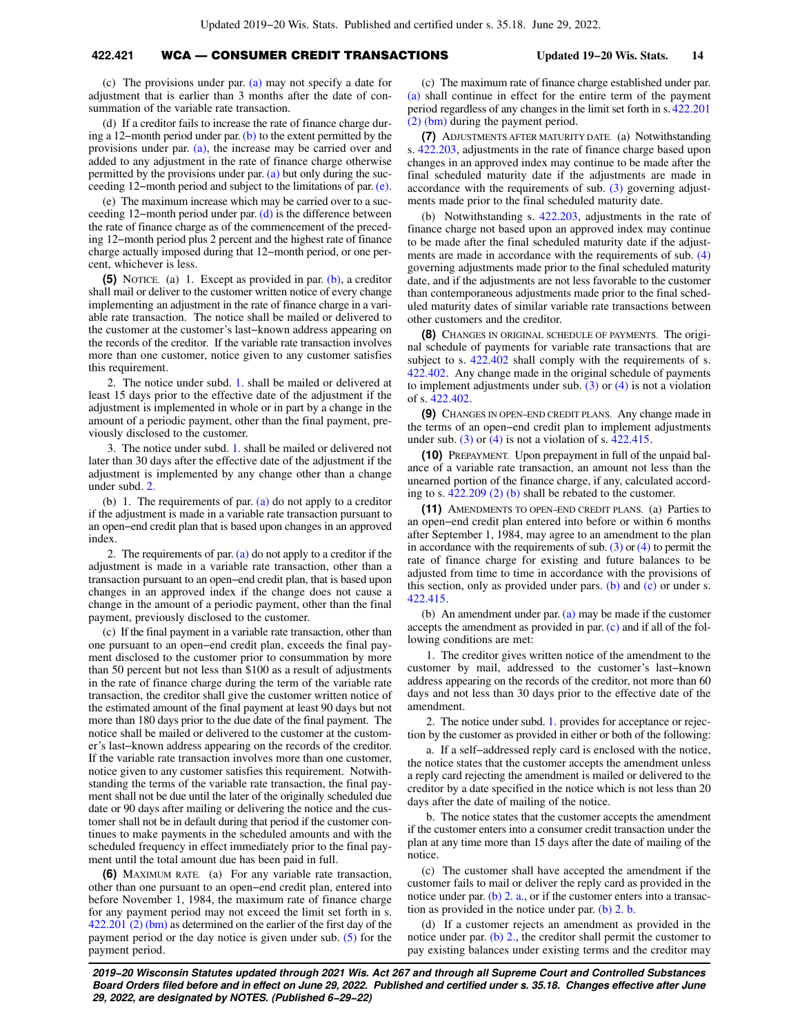(c) The provisions under par. (a) may not specify a date for adjustment that is earlier than 3 months after the date of consummation of the variable rate transaction.

(d) If a creditor fails to increase the rate of finance charge during a 12−month period under par. (b) to the extent permitted by the provisions under par. (a), the increase may be carried over and added to any adjustment in the rate of finance charge otherwise permitted by the provisions under par. (a) but only during the succeeding 12−month period and subject to the limitations of par. (e).

(e) The maximum increase which may be carried over to a succeeding 12−month period under par. (d) is the difference between the rate of finance charge as of the commencement of the preceding 12−month period plus 2 percent and the highest rate of finance charge actually imposed during that 12−month period, or one percent, whichever is less.

**(5)** NOTICE. (a) 1. Except as provided in par. (b), a creditor shall mail or deliver to the customer written notice of every change implementing an adjustment in the rate of finance charge in a variable rate transaction. The notice shall be mailed or delivered to the customer at the customer's last−known address appearing on the records of the creditor. If the variable rate transaction involves more than one customer, notice given to any customer satisfies this requirement.

2. The notice under subd. 1. shall be mailed or delivered at least 15 days prior to the effective date of the adjustment if the adjustment is implemented in whole or in part by a change in the amount of a periodic payment, other than the final payment, previously disclosed to the customer.

3. The notice under subd. 1. shall be mailed or delivered not later than 30 days after the effective date of the adjustment if the adjustment is implemented by any change other than a change under subd. 2.

(b) 1. The requirements of par. (a) do not apply to a creditor if the adjustment is made in a variable rate transaction pursuant to an open−end credit plan that is based upon changes in an approved index.

2. The requirements of par. (a) do not apply to a creditor if the adjustment is made in a variable rate transaction, other than a transaction pursuant to an open−end credit plan, that is based upon changes in an approved index if the change does not cause a change in the amount of a periodic payment, other than the final payment, previously disclosed to the customer.

(c) If the final payment in a variable rate transaction, other than one pursuant to an open−end credit plan, exceeds the final payment disclosed to the customer prior to consummation by more than 50 percent but not less than $100 as a result of adjustments in the rate of finance charge during the term of the variable rate transaction, the creditor shall give the customer written notice of the estimated amount of the final payment at least 90 days but not more than 180 days prior to the due date of the final payment. The notice shall be mailed or delivered to the customer at the customer's last−known address appearing on the records of the creditor. If the variable rate transaction involves more than one customer, notice given to any customer satisfies this requirement. Notwithstanding the terms of the variable rate transaction, the final payment shall not be due until the later of the originally scheduled due date or 90 days after mailing or delivering the notice and the customer shall not be in default during that period if the customer continues to make payments in the scheduled amounts and with the scheduled frequency in effect immediately prior to the final payment until the total amount due has been paid in full.

**(6)** MAXIMUM RATE. (a) For any variable rate transaction, other than one pursuant to an open−end credit plan, entered into before November 1, 1984, the maximum rate of finance charge for any payment period may not exceed the limit set forth in s. 422.201 (2) (bm) as determined on the earlier of the first day of the payment period or the day notice is given under sub. (5) for the payment period.

(c) The maximum rate of finance charge established under par. (a) shall continue in effect for the entire term of the payment period regardless of any changes in the limit set forth in s. 422.201 (2) (bm) during the payment period.

**(7)** ADJUSTMENTS AFTER MATURITY DATE. (a) Notwithstanding s. 422.203, adjustments in the rate of finance charge based upon changes in an approved index may continue to be made after the final scheduled maturity date if the adjustments are made in accordance with the requirements of sub. (3) governing adjustments made prior to the final scheduled maturity date.

(b) Notwithstanding s. 422.203, adjustments in the rate of finance charge not based upon an approved index may continue to be made after the final scheduled maturity date if the adjustments are made in accordance with the requirements of sub. (4) governing adjustments made prior to the final scheduled maturity date, and if the adjustments are not less favorable to the customer than contemporaneous adjustments made prior to the final scheduled maturity dates of similar variable rate transactions between other customers and the creditor.

**(8)** CHANGES IN ORIGINAL SCHEDULE OF PAYMENTS. The original schedule of payments for variable rate transactions that are subject to s. 422.402 shall comply with the requirements of s. 422.402. Any change made in the original schedule of payments to implement adjustments under sub. (3) or (4) is not a violation of s. 422.402.

**(9)** CHANGES IN OPEN−END CREDIT PLANS. Any change made in the terms of an open−end credit plan to implement adjustments under sub. (3) or (4) is not a violation of s. 422.415.

**(10)** PREPAYMENT. Upon prepayment in full of the unpaid balance of a variable rate transaction, an amount not less than the unearned portion of the finance charge, if any, calculated according to s. 422.209 (2) (b) shall be rebated to the customer.

**(11)** AMENDMENTS TO OPEN−END CREDIT PLANS. (a) Parties to an open−end credit plan entered into before or within 6 months after September 1, 1984, may agree to an amendment to the plan in accordance with the requirements of sub. (3) or (4) to permit the rate of finance charge for existing and future balances to be adjusted from time to time in accordance with the provisions of this section, only as provided under pars. (b) and (c) or under s. 422.415.

(b) An amendment under par. (a) may be made if the customer accepts the amendment as provided in par. (c) and if all of the following conditions are met:

1. The creditor gives written notice of the amendment to the customer by mail, addressed to the customer's last−known address appearing on the records of the creditor, not more than 60 days and not less than 30 days prior to the effective date of the amendment.

2. The notice under subd. 1. provides for acceptance or rejection by the customer as provided in either or both of the following:

a. If a self−addressed reply card is enclosed with the notice, the notice states that the customer accepts the amendment unless a reply card rejecting the amendment is mailed or delivered to the creditor by a date specified in the notice which is not less than 20 days after the date of mailing of the notice.

b. The notice states that the customer accepts the amendment if the customer enters into a consumer credit transaction under the plan at any time more than 15 days after the date of mailing of the notice.

(c) The customer shall have accepted the amendment if the customer fails to mail or deliver the reply card as provided in the notice under par. (b) 2. a., or if the customer enters into a transaction as provided in the notice under par. (b) 2. b.

(d) If a customer rejects an amendment as provided in the notice under par. (b) 2., the creditor shall permit the customer to pay existing balances under existing terms and the creditor may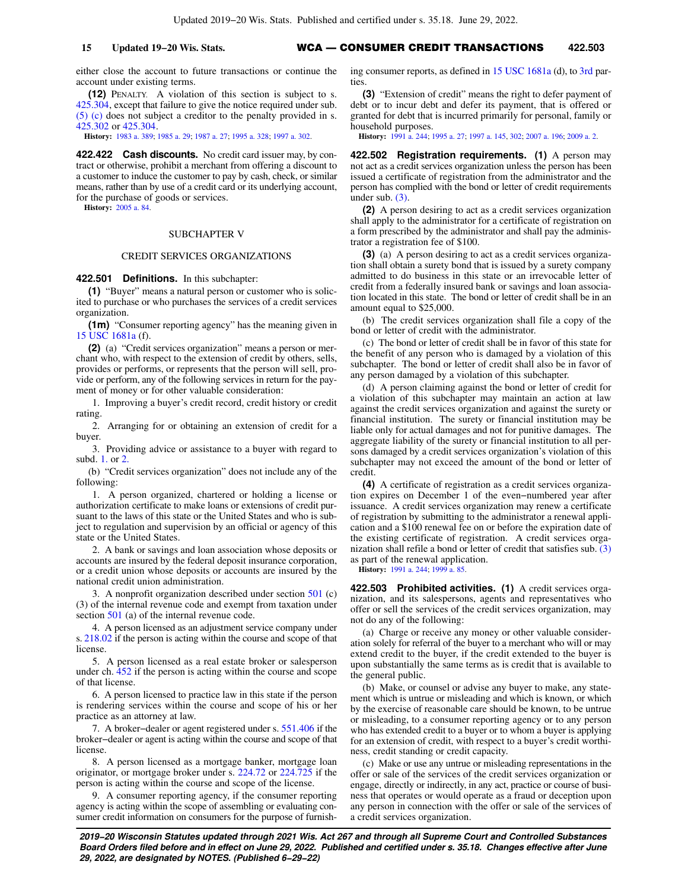either close the account to future transactions or continue the account under existing terms.

**(12)** PENALTY. A violation of this section is subject to s. 425.304, except that failure to give the notice required under sub. (5) (c) does not subject a creditor to the penalty provided in s. 425.302 or 425.304.

**History:** 1983 a. 389; 1985 a. 29; 1987 a. 27; 1995 a. 328; 1997 a. 302.

**422.422 Cash discounts.** No credit card issuer may, by contract or otherwise, prohibit a merchant from offering a discount to a customer to induce the customer to pay by cash, check, or similar means, rather than by use of a credit card or its underlying account, for the purchase of goods or services.

**History:** 2005 a. 84.

## SUBCHAPTER V

## CREDIT SERVICES ORGANIZATIONS

**422.501 Definitions.** In this subchapter:

**(1)** "Buyer" means a natural person or customer who is solicited to purchase or who purchases the services of a credit services organization.

**(1m)** "Consumer reporting agency" has the meaning given in 15 USC 1681a (f).

**(2)** (a) "Credit services organization" means a person or merchant who, with respect to the extension of credit by others, sells, provides or performs, or represents that the person will sell, provide or perform, any of the following services in return for the payment of money or for other valuable consideration:

1. Improving a buyer's credit record, credit history or credit rating.

2. Arranging for or obtaining an extension of credit for a buyer.

3. Providing advice or assistance to a buyer with regard to subd. 1. or 2.

(b) "Credit services organization" does not include any of the following:

1. A person organized, chartered or holding a license or authorization certificate to make loans or extensions of credit pursuant to the laws of this state or the United States and who is subject to regulation and supervision by an official or agency of this state or the United States.

2. A bank or savings and loan association whose deposits or accounts are insured by the federal deposit insurance corporation, or a credit union whose deposits or accounts are insured by the national credit union administration.

3. A nonprofit organization described under section 501 (c) (3) of the internal revenue code and exempt from taxation under section 501 (a) of the internal revenue code.

4. A person licensed as an adjustment service company under s. 218.02 if the person is acting within the course and scope of that license.

5. A person licensed as a real estate broker or salesperson under ch. 452 if the person is acting within the course and scope of that license.

6. A person licensed to practice law in this state if the person is rendering services within the course and scope of his or her practice as an attorney at law.

7. A broker−dealer or agent registered under s. 551.406 if the broker−dealer or agent is acting within the course and scope of that license.

8. A person licensed as a mortgage banker, mortgage loan originator, or mortgage broker under s. 224.72 or 224.725 if the person is acting within the course and scope of the license.

9. A consumer reporting agency, if the consumer reporting agency is acting within the scope of assembling or evaluating consumer credit information on consumers for the purpose of furnishing consumer reports, as defined in 15 USC 1681a (d), to 3rd parties.

**(3)** "Extension of credit" means the right to defer payment of debt or to incur debt and defer its payment, that is offered or granted for debt that is incurred primarily for personal, family or household purposes.

**History:** 1991 a. 244; 1995 a. 27; 1997 a. 145, 302; 2007 a. 196; 2009 a. 2.

**422.502 Registration requirements. (1)** A person may not act as a credit services organization unless the person has been issued a certificate of registration from the administrator and the person has complied with the bond or letter of credit requirements under sub. (3).

**(2)** A person desiring to act as a credit services organization shall apply to the administrator for a certificate of registration on a form prescribed by the administrator and shall pay the administrator a registration fee of $100.

**(3)** (a) A person desiring to act as a credit services organization shall obtain a surety bond that is issued by a surety company admitted to do business in this state or an irrevocable letter of credit from a federally insured bank or savings and loan association located in this state. The bond or letter of credit shall be in an amount equal to $25,000.

(b) The credit services organization shall file a copy of the bond or letter of credit with the administrator.

(c) The bond or letter of credit shall be in favor of this state for the benefit of any person who is damaged by a violation of this subchapter. The bond or letter of credit shall also be in favor of any person damaged by a violation of this subchapter.

(d) A person claiming against the bond or letter of credit for a violation of this subchapter may maintain an action at law against the credit services organization and against the surety or financial institution. The surety or financial institution may be liable only for actual damages and not for punitive damages. The aggregate liability of the surety or financial institution to all persons damaged by a credit services organization's violation of this subchapter may not exceed the amount of the bond or letter of credit.

**(4)** A certificate of registration as a credit services organization expires on December 1 of the even−numbered year after issuance. A credit services organization may renew a certificate of registration by submitting to the administrator a renewal application and a $100 renewal fee on or before the expiration date of the existing certificate of registration. A credit services organization shall refile a bond or letter of credit that satisfies sub. (3) as part of the renewal application.

**History:** 1991 a. 244; 1999 a. 85.

**422.503 Prohibited activities. (1)** A credit services organization, and its salespersons, agents and representatives who offer or sell the services of the credit services organization, may not do any of the following:

(a) Charge or receive any money or other valuable consideration solely for referral of the buyer to a merchant who will or may extend credit to the buyer, if the credit extended to the buyer is upon substantially the same terms as is credit that is available to the general public.

(b) Make, or counsel or advise any buyer to make, any statement which is untrue or misleading and which is known, or which by the exercise of reasonable care should be known, to be untrue or misleading, to a consumer reporting agency or to any person who has extended credit to a buyer or to whom a buyer is applying for an extension of credit, with respect to a buyer's credit worthiness, credit standing or credit capacity.

(c) Make or use any untrue or misleading representations in the offer or sale of the services of the credit services organization or engage, directly or indirectly, in any act, practice or course of business that operates or would operate as a fraud or deception upon any person in connection with the offer or sale of the services of a credit services organization.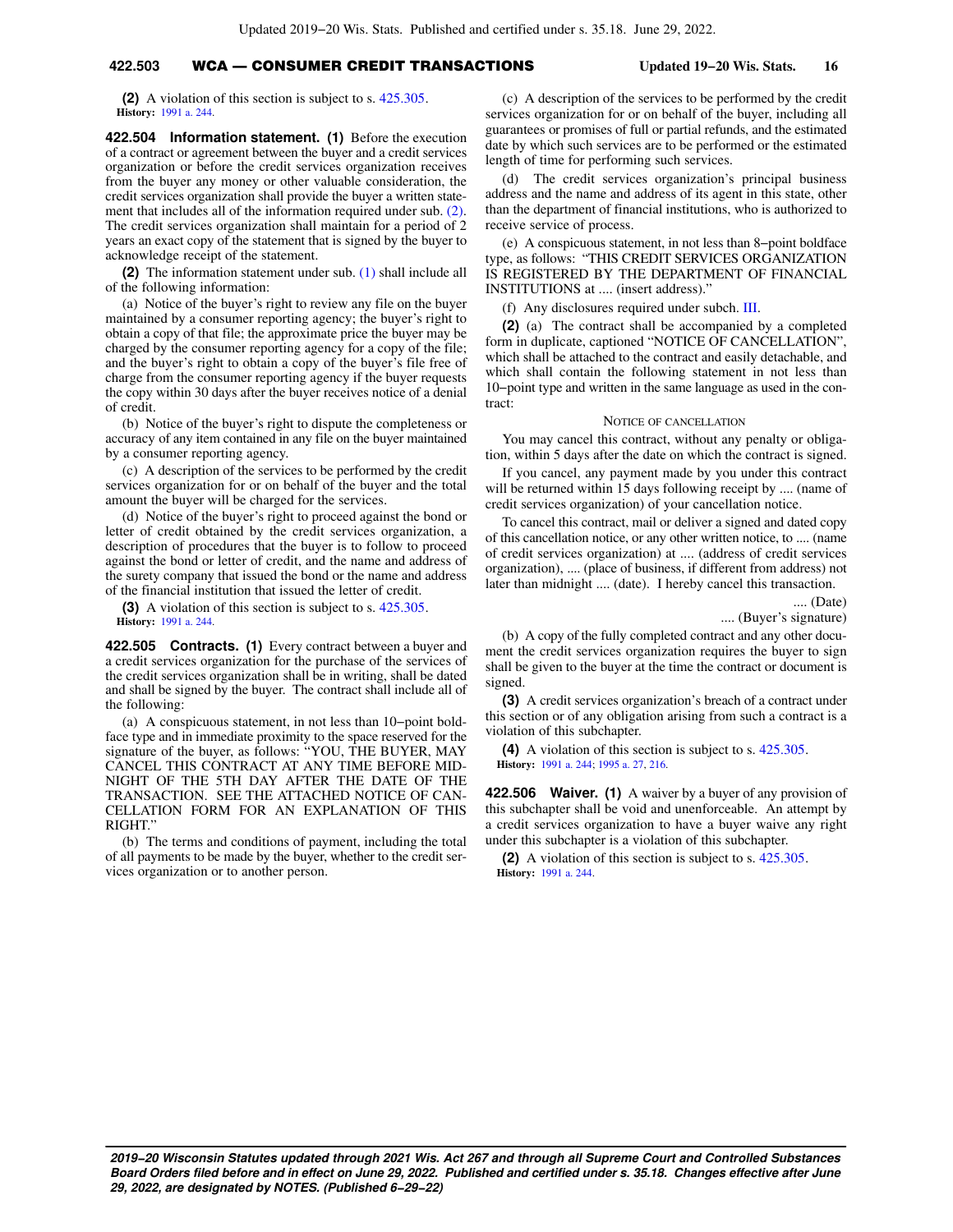**(2)** A violation of this section is subject to s. 425.305.

**History:** 1991 a. 244.

**422.504 Information statement. (1)** Before the execution of a contract or agreement between the buyer and a credit services organization or before the credit services organization receives from the buyer any money or other valuable consideration, the credit services organization shall provide the buyer a written statement that includes all of the information required under sub. (2). The credit services organization shall maintain for a period of 2 years an exact copy of the statement that is signed by the buyer to acknowledge receipt of the statement.

**(2)** The information statement under sub. (1) shall include all of the following information:

(a) Notice of the buyer's right to review any file on the buyer maintained by a consumer reporting agency; the buyer's right to obtain a copy of that file; the approximate price the buyer may be charged by the consumer reporting agency for a copy of the file; and the buyer's right to obtain a copy of the buyer's file free of charge from the consumer reporting agency if the buyer requests the copy within 30 days after the buyer receives notice of a denial of credit.

(b) Notice of the buyer's right to dispute the completeness or accuracy of any item contained in any file on the buyer maintained by a consumer reporting agency.

(c) A description of the services to be performed by the credit services organization for or on behalf of the buyer and the total amount the buyer will be charged for the services.

(d) Notice of the buyer's right to proceed against the bond or letter of credit obtained by the credit services organization, a description of procedures that the buyer is to follow to proceed against the bond or letter of credit, and the name and address of the surety company that issued the bond or the name and address of the financial institution that issued the letter of credit.

**(3)** A violation of this section is subject to s. 425.305.

**History:** 1991 a. 244.

**422.505 Contracts. (1)** Every contract between a buyer and a credit services organization for the purchase of the services of the credit services organization shall be in writing, shall be dated and shall be signed by the buyer. The contract shall include all of the following:

(a) A conspicuous statement, in not less than 10−point boldface type and in immediate proximity to the space reserved for the signature of the buyer, as follows: "YOU, THE BUYER, MAY CANCEL THIS CONTRACT AT ANY TIME BEFORE MIDNIGHT OF THE 5TH DAY AFTER THE DATE OF THE TRANSACTION. SEE THE ATTACHED NOTICE OF CANCELLATION FORM FOR AN EXPLANATION OF THIS RIGHT."

(b) The terms and conditions of payment, including the total of all payments to be made by the buyer, whether to the credit services organization or to another person.

(c) A description of the services to be performed by the credit services organization for or on behalf of the buyer, including all guarantees or promises of full or partial refunds, and the estimated date by which such services are to be performed or the estimated length of time for performing such services.

(d) The credit services organization's principal business address and the name and address of its agent in this state, other than the department of financial institutions, who is authorized to receive service of process.

(e) A conspicuous statement, in not less than 8−point boldface type, as follows: "THIS CREDIT SERVICES ORGANIZATION IS REGISTERED BY THE DEPARTMENT OF FINANCIAL INSTITUTIONS at .... (insert address)."

(f) Any disclosures required under subch. III.

**(2)** (a) The contract shall be accompanied by a completed form in duplicate, captioned "NOTICE OF CANCELLATION", which shall be attached to the contract and easily detachable, and which shall contain the following statement in not less than 10−point type and written in the same language as used in the contract:

NOTICE OF CANCELLATION

You may cancel this contract, without any penalty or obligation, within 5 days after the date on which the contract is signed.

If you cancel, any payment made by you under this contract will be returned within 15 days following receipt by .... (name of credit services organization) of your cancellation notice.

To cancel this contract, mail or deliver a signed and dated copy of this cancellation notice, or any other written notice, to .... (name of credit services organization) at .... (address of credit services organization), .... (place of business, if different from address) not later than midnight .... (date). I hereby cancel this transaction.

.... (Date)

.... (Buyer's signature)

(b) A copy of the fully completed contract and any other document the credit services organization requires the buyer to sign shall be given to the buyer at the time the contract or document is signed.

**(3)** A credit services organization's breach of a contract under this section or of any obligation arising from such a contract is a violation of this subchapter.

**(4)** A violation of this section is subject to s. 425.305.

**History:** 1991 a. 244; 1995 a. 27, 216.

**422.506 Waiver. (1)** A waiver by a buyer of any provision of this subchapter shall be void and unenforceable. An attempt by a credit services organization to have a buyer waive any right under this subchapter is a violation of this subchapter.

**(2)** A violation of this section is subject to s. 425.305.

**History:** 1991 a. 244.